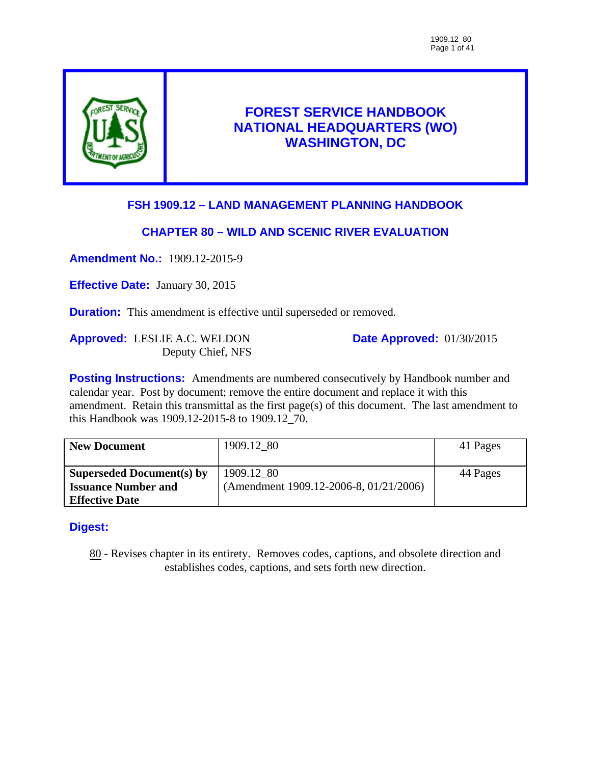# FOREST SERVICE HANDBOOK
# NATIONAL HEADQUARTERS (WO)
# WASHINGTON, DC

## FSH 1909.12 – LAND MANAGEMENT PLANNING HANDBOOK

## CHAPTER 80 – WILD AND SCENIC RIVER EVALUATION

**Amendment No.:** 1909.12-2015-9

**Effective Date:** January 30, 2015

**Duration:** This amendment is effective until superseded or removed.

**Approved:** LESLIE A.C. WELDON
Deputy Chief, NFS

**Date Approved:** 01/30/2015

**Posting Instructions:** Amendments are numbered consecutively by Handbook number and calendar year. Post by document; remove the entire document and replace it with this amendment. Retain this transmittal as the first page(s) of this document. The last amendment to this Handbook was 1909.12-2015-8 to 1909.12_70.

| **New Document** | 1909.12_80 | 41 Pages |
|---|---|---|
| **Superseded Document(s) by Issuance Number and Effective Date** | 1909.12_80 (Amendment 1909.12-2006-8, 01/21/2006) | 44 Pages |

**Digest:**

80 - Revises chapter in its entirety. Removes codes, captions, and obsolete direction and establishes codes, captions, and sets forth new direction.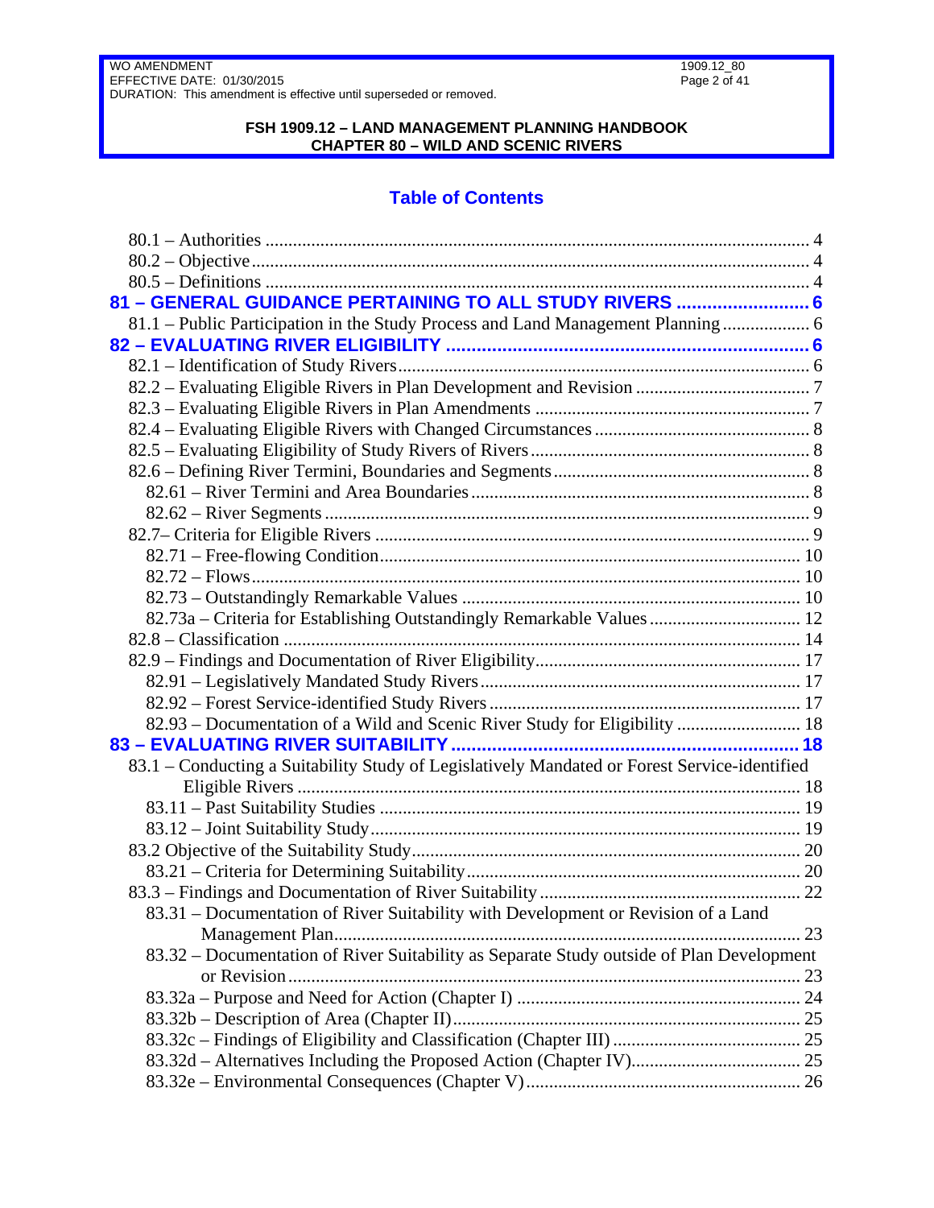**FSH 1909.12 – LAND MANAGEMENT PLANNING HANDBOOK**
**CHAPTER 80 – WILD AND SCENIC RIVERS**

## Table of Contents

80.1 – Authorities ..... 4
80.2 – Objective ..... 4
80.5 – Definitions ..... 4
**81 – GENERAL GUIDANCE PERTAINING TO ALL STUDY RIVERS ..... 6**
81.1 – Public Participation in the Study Process and Land Management Planning ..... 6
**82 – EVALUATING RIVER ELIGIBILITY ..... 6**
82.1 – Identification of Study Rivers ..... 6
82.2 – Evaluating Eligible Rivers in Plan Development and Revision ..... 7
82.3 – Evaluating Eligible Rivers in Plan Amendments ..... 7
82.4 – Evaluating Eligible Rivers with Changed Circumstances ..... 8
82.5 – Evaluating Eligibility of Study Rivers of Rivers ..... 8
82.6 – Defining River Termini, Boundaries and Segments ..... 8
82.61 – River Termini and Area Boundaries ..... 8
82.62 – River Segments ..... 9
82.7– Criteria for Eligible Rivers ..... 9
82.71 – Free-flowing Condition ..... 10
82.72 – Flows ..... 10
82.73 – Outstandingly Remarkable Values ..... 10
82.73a – Criteria for Establishing Outstandingly Remarkable Values ..... 12
82.8 – Classification ..... 14
82.9 – Findings and Documentation of River Eligibility ..... 17
82.91 – Legislatively Mandated Study Rivers ..... 17
82.92 – Forest Service-identified Study Rivers ..... 17
82.93 – Documentation of a Wild and Scenic River Study for Eligibility ..... 18
**83 – EVALUATING RIVER SUITABILITY ..... 18**
83.1 – Conducting a Suitability Study of Legislatively Mandated or Forest Service-identified Eligible Rivers ..... 18
83.11 – Past Suitability Studies ..... 19
83.12 – Joint Suitability Study ..... 19
83.2 Objective of the Suitability Study ..... 20
83.21 – Criteria for Determining Suitability ..... 20
83.3 – Findings and Documentation of River Suitability ..... 22
83.31 – Documentation of River Suitability with Development or Revision of a Land Management Plan ..... 23
83.32 – Documentation of River Suitability as Separate Study outside of Plan Development or Revision ..... 23
83.32a – Purpose and Need for Action (Chapter I) ..... 24
83.32b – Description of Area (Chapter II) ..... 25
83.32c – Findings of Eligibility and Classification (Chapter III) ..... 25
83.32d – Alternatives Including the Proposed Action (Chapter IV) ..... 25
83.32e – Environmental Consequences (Chapter V) ..... 26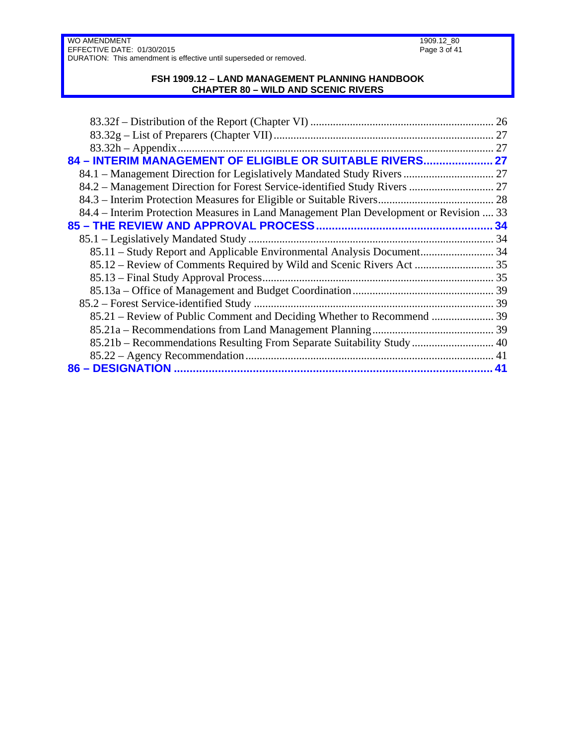83.32f – Distribution of the Report (Chapter VI) ................................................................ 26
83.32g – List of Preparers (Chapter VII) ............................................................................. 27
83.32h – Appendix ............................................................................................................... 27

**84 – INTERIM MANAGEMENT OF ELIGIBLE OR SUITABLE RIVERS ...................... 27**

84.1 – Management Direction for Legislatively Mandated Study Rivers ................................ 27
84.2 – Management Direction for Forest Service-identified Study Rivers .............................. 27
84.3 – Interim Protection Measures for Eligible or Suitable Rivers ......................................... 28
84.4 – Interim Protection Measures in Land Management Plan Development or Revision .... 33

**85 – THE REVIEW AND APPROVAL PROCESS ........................................................ 34**

85.1 – Legislatively Mandated Study ....................................................................................... 34
85.11 – Study Report and Applicable Environmental Analysis Document .......................... 34
85.12 – Review of Comments Required by Wild and Scenic Rivers Act ............................ 35
85.13 – Final Study Approval Process ................................................................................. 35
85.13a – Office of Management and Budget Coordination ................................................. 39
85.2 – Forest Service-identified Study ..................................................................................... 39
85.21 – Review of Public Comment and Deciding Whether to Recommend ...................... 39
85.21a – Recommendations from Land Management Planning ........................................... 39
85.21b – Recommendations Resulting From Separate Suitability Study ............................. 40
85.22 – Agency Recommendation ....................................................................................... 41

**86 – DESIGNATION .................................................................................................... 41**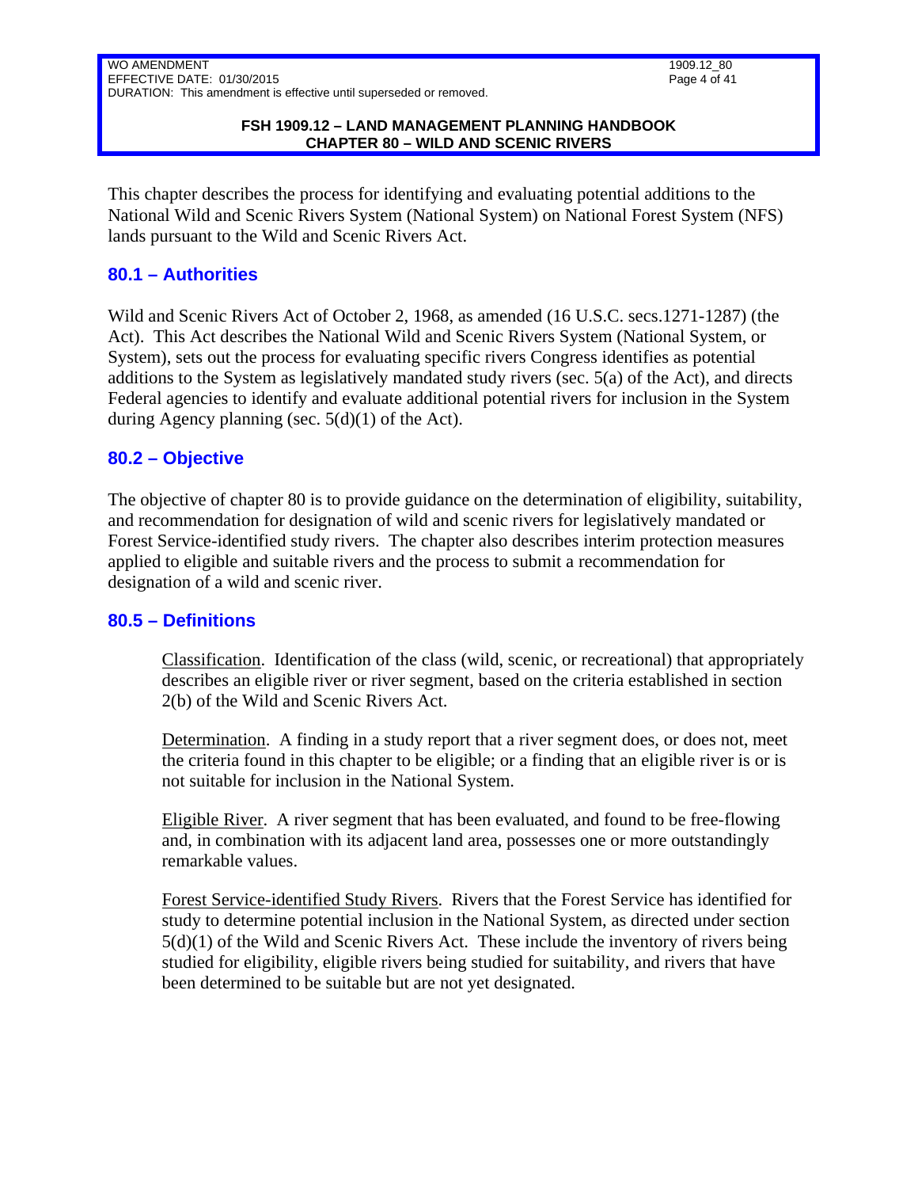This chapter describes the process for identifying and evaluating potential additions to the National Wild and Scenic Rivers System (National System) on National Forest System (NFS) lands pursuant to the Wild and Scenic Rivers Act.

## 80.1 – Authorities

Wild and Scenic Rivers Act of October 2, 1968, as amended (16 U.S.C. secs.1271-1287) (the Act). This Act describes the National Wild and Scenic Rivers System (National System, or System), sets out the process for evaluating specific rivers Congress identifies as potential additions to the System as legislatively mandated study rivers (sec. 5(a) of the Act), and directs Federal agencies to identify and evaluate additional potential rivers for inclusion in the System during Agency planning (sec. 5(d)(1) of the Act).

## 80.2 – Objective

The objective of chapter 80 is to provide guidance on the determination of eligibility, suitability, and recommendation for designation of wild and scenic rivers for legislatively mandated or Forest Service-identified study rivers. The chapter also describes interim protection measures applied to eligible and suitable rivers and the process to submit a recommendation for designation of a wild and scenic river.

## 80.5 – Definitions

Classification. Identification of the class (wild, scenic, or recreational) that appropriately describes an eligible river or river segment, based on the criteria established in section 2(b) of the Wild and Scenic Rivers Act.

Determination. A finding in a study report that a river segment does, or does not, meet the criteria found in this chapter to be eligible; or a finding that an eligible river is or is not suitable for inclusion in the National System.

Eligible River. A river segment that has been evaluated, and found to be free-flowing and, in combination with its adjacent land area, possesses one or more outstandingly remarkable values.

Forest Service-identified Study Rivers. Rivers that the Forest Service has identified for study to determine potential inclusion in the National System, as directed under section 5(d)(1) of the Wild and Scenic Rivers Act. These include the inventory of rivers being studied for eligibility, eligible rivers being studied for suitability, and rivers that have been determined to be suitable but are not yet designated.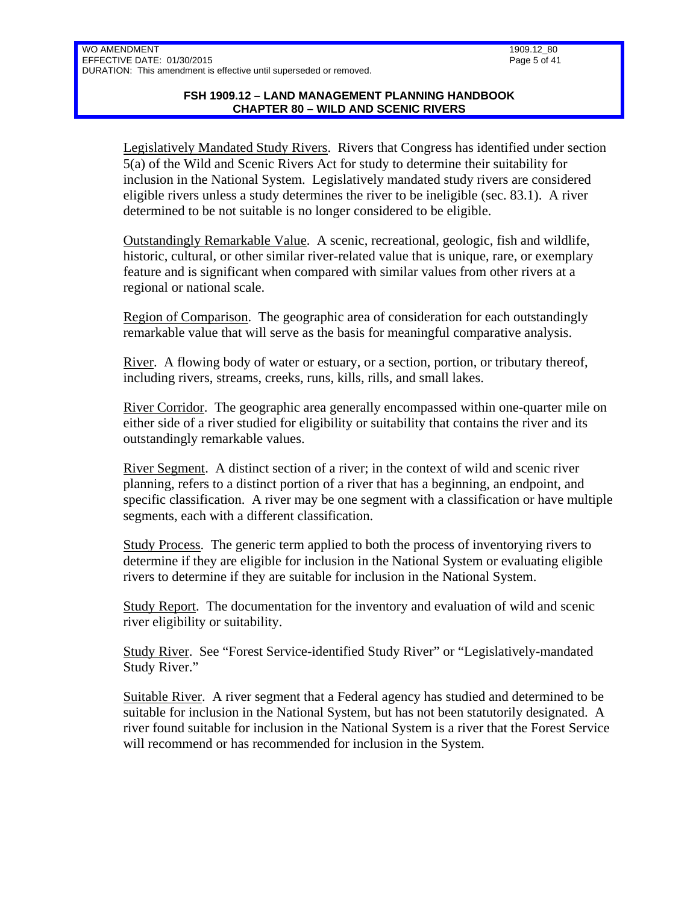Legislatively Mandated Study Rivers. Rivers that Congress has identified under section 5(a) of the Wild and Scenic Rivers Act for study to determine their suitability for inclusion in the National System. Legislatively mandated study rivers are considered eligible rivers unless a study determines the river to be ineligible (sec. 83.1). A river determined to be not suitable is no longer considered to be eligible.

Outstandingly Remarkable Value. A scenic, recreational, geologic, fish and wildlife, historic, cultural, or other similar river-related value that is unique, rare, or exemplary feature and is significant when compared with similar values from other rivers at a regional or national scale.

Region of Comparison. The geographic area of consideration for each outstandingly remarkable value that will serve as the basis for meaningful comparative analysis.

River. A flowing body of water or estuary, or a section, portion, or tributary thereof, including rivers, streams, creeks, runs, kills, rills, and small lakes.

River Corridor. The geographic area generally encompassed within one-quarter mile on either side of a river studied for eligibility or suitability that contains the river and its outstandingly remarkable values.

River Segment. A distinct section of a river; in the context of wild and scenic river planning, refers to a distinct portion of a river that has a beginning, an endpoint, and specific classification. A river may be one segment with a classification or have multiple segments, each with a different classification.

Study Process. The generic term applied to both the process of inventorying rivers to determine if they are eligible for inclusion in the National System or evaluating eligible rivers to determine if they are suitable for inclusion in the National System.

Study Report. The documentation for the inventory and evaluation of wild and scenic river eligibility or suitability.

Study River. See "Forest Service-identified Study River" or "Legislatively-mandated Study River."

Suitable River. A river segment that a Federal agency has studied and determined to be suitable for inclusion in the National System, but has not been statutorily designated. A river found suitable for inclusion in the National System is a river that the Forest Service will recommend or has recommended for inclusion in the System.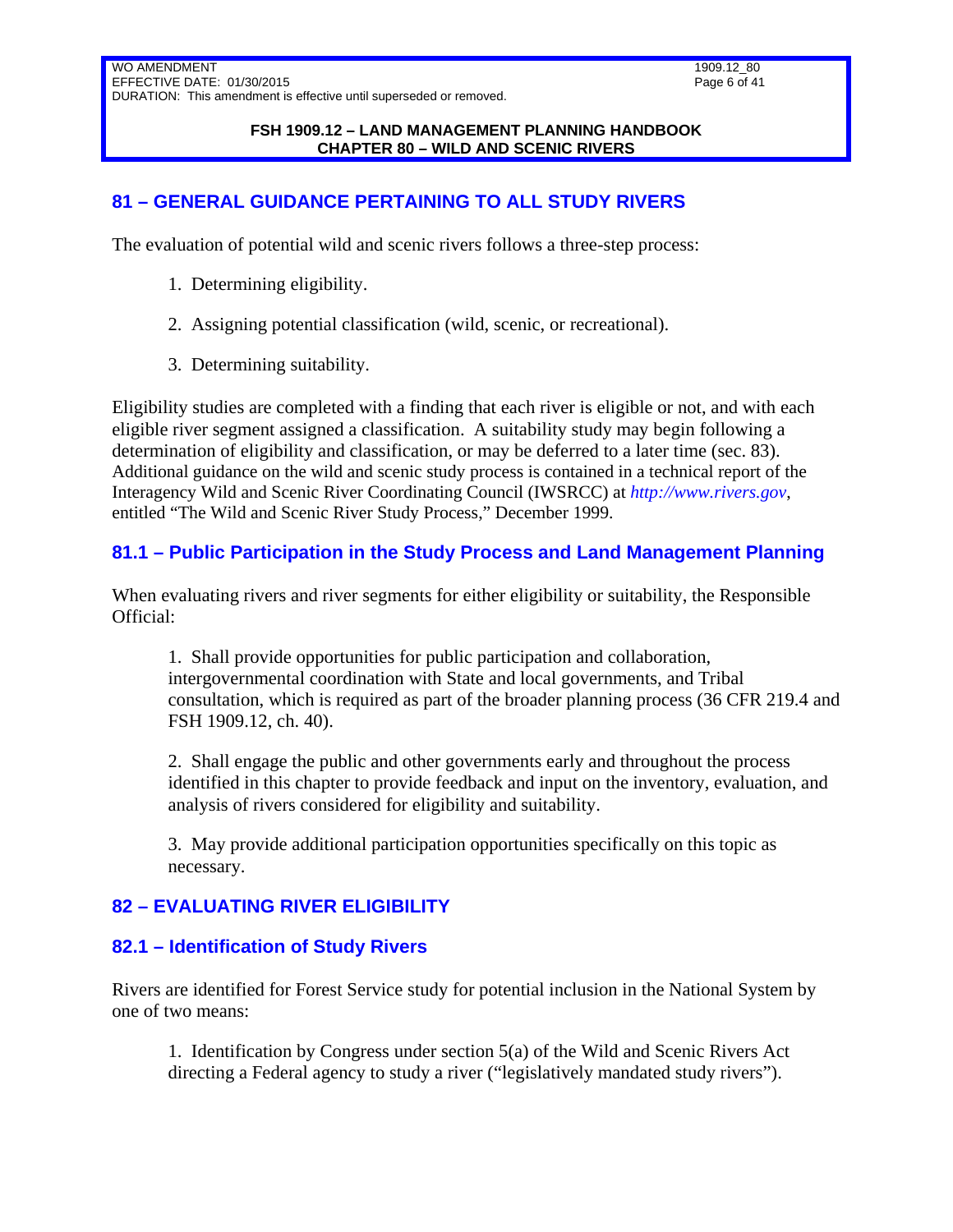## 81 – GENERAL GUIDANCE PERTAINING TO ALL STUDY RIVERS

The evaluation of potential wild and scenic rivers follows a three-step process:

1. Determining eligibility.

2. Assigning potential classification (wild, scenic, or recreational).

3. Determining suitability.

Eligibility studies are completed with a finding that each river is eligible or not, and with each eligible river segment assigned a classification. A suitability study may begin following a determination of eligibility and classification, or may be deferred to a later time (sec. 83). Additional guidance on the wild and scenic study process is contained in a technical report of the Interagency Wild and Scenic River Coordinating Council (IWSRCC) at *http://www.rivers.gov*, entitled "The Wild and Scenic River Study Process," December 1999.

### 81.1 – Public Participation in the Study Process and Land Management Planning

When evaluating rivers and river segments for either eligibility or suitability, the Responsible Official:

1. Shall provide opportunities for public participation and collaboration, intergovernmental coordination with State and local governments, and Tribal consultation, which is required as part of the broader planning process (36 CFR 219.4 and FSH 1909.12, ch. 40).

2. Shall engage the public and other governments early and throughout the process identified in this chapter to provide feedback and input on the inventory, evaluation, and analysis of rivers considered for eligibility and suitability.

3. May provide additional participation opportunities specifically on this topic as necessary.

## 82 – EVALUATING RIVER ELIGIBILITY

### 82.1 – Identification of Study Rivers

Rivers are identified for Forest Service study for potential inclusion in the National System by one of two means:

1. Identification by Congress under section 5(a) of the Wild and Scenic Rivers Act directing a Federal agency to study a river ("legislatively mandated study rivers").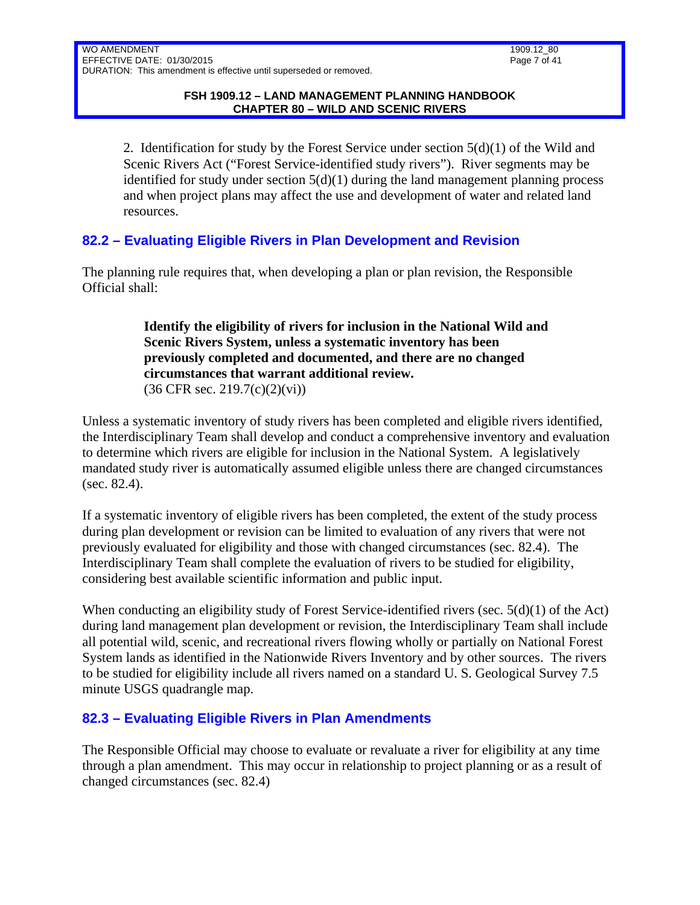2. Identification for study by the Forest Service under section 5(d)(1) of the Wild and Scenic Rivers Act ("Forest Service-identified study rivers"). River segments may be identified for study under section 5(d)(1) during the land management planning process and when project plans may affect the use and development of water and related land resources.

## 82.2 – Evaluating Eligible Rivers in Plan Development and Revision

The planning rule requires that, when developing a plan or plan revision, the Responsible Official shall:

> **Identify the eligibility of rivers for inclusion in the National Wild and Scenic Rivers System, unless a systematic inventory has been previously completed and documented, and there are no changed circumstances that warrant additional review.**
> (36 CFR sec. 219.7(c)(2)(vi))

Unless a systematic inventory of study rivers has been completed and eligible rivers identified, the Interdisciplinary Team shall develop and conduct a comprehensive inventory and evaluation to determine which rivers are eligible for inclusion in the National System. A legislatively mandated study river is automatically assumed eligible unless there are changed circumstances (sec. 82.4).

If a systematic inventory of eligible rivers has been completed, the extent of the study process during plan development or revision can be limited to evaluation of any rivers that were not previously evaluated for eligibility and those with changed circumstances (sec. 82.4). The Interdisciplinary Team shall complete the evaluation of rivers to be studied for eligibility, considering best available scientific information and public input.

When conducting an eligibility study of Forest Service-identified rivers (sec. 5(d)(1) of the Act) during land management plan development or revision, the Interdisciplinary Team shall include all potential wild, scenic, and recreational rivers flowing wholly or partially on National Forest System lands as identified in the Nationwide Rivers Inventory and by other sources. The rivers to be studied for eligibility include all rivers named on a standard U. S. Geological Survey 7.5 minute USGS quadrangle map.

## 82.3 – Evaluating Eligible Rivers in Plan Amendments

The Responsible Official may choose to evaluate or revaluate a river for eligibility at any time through a plan amendment. This may occur in relationship to project planning or as a result of changed circumstances (sec. 82.4)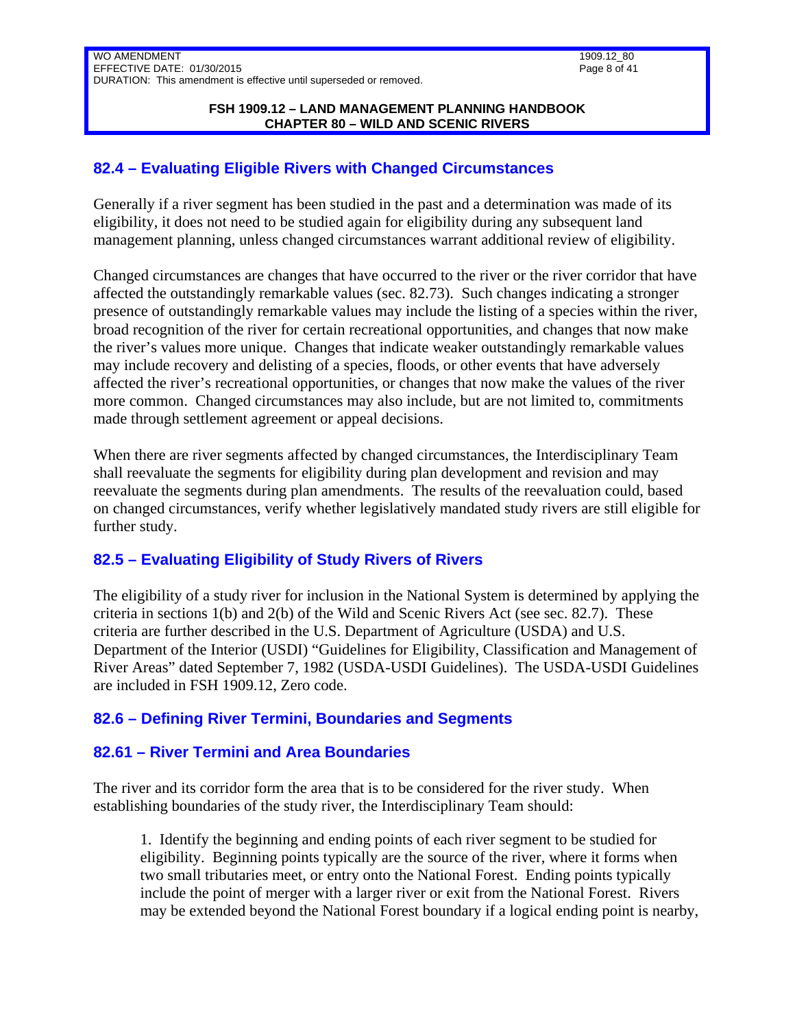## 82.4 – Evaluating Eligible Rivers with Changed Circumstances

Generally if a river segment has been studied in the past and a determination was made of its eligibility, it does not need to be studied again for eligibility during any subsequent land management planning, unless changed circumstances warrant additional review of eligibility.

Changed circumstances are changes that have occurred to the river or the river corridor that have affected the outstandingly remarkable values (sec. 82.73). Such changes indicating a stronger presence of outstandingly remarkable values may include the listing of a species within the river, broad recognition of the river for certain recreational opportunities, and changes that now make the river's values more unique. Changes that indicate weaker outstandingly remarkable values may include recovery and delisting of a species, floods, or other events that have adversely affected the river's recreational opportunities, or changes that now make the values of the river more common. Changed circumstances may also include, but are not limited to, commitments made through settlement agreement or appeal decisions.

When there are river segments affected by changed circumstances, the Interdisciplinary Team shall reevaluate the segments for eligibility during plan development and revision and may reevaluate the segments during plan amendments. The results of the reevaluation could, based on changed circumstances, verify whether legislatively mandated study rivers are still eligible for further study.

## 82.5 – Evaluating Eligibility of Study Rivers of Rivers

The eligibility of a study river for inclusion in the National System is determined by applying the criteria in sections 1(b) and 2(b) of the Wild and Scenic Rivers Act (see sec. 82.7). These criteria are further described in the U.S. Department of Agriculture (USDA) and U.S. Department of the Interior (USDI) "Guidelines for Eligibility, Classification and Management of River Areas" dated September 7, 1982 (USDA-USDI Guidelines). The USDA-USDI Guidelines are included in FSH 1909.12, Zero code.

## 82.6 – Defining River Termini, Boundaries and Segments

## 82.61 – River Termini and Area Boundaries

The river and its corridor form the area that is to be considered for the river study. When establishing boundaries of the study river, the Interdisciplinary Team should:

1. Identify the beginning and ending points of each river segment to be studied for eligibility. Beginning points typically are the source of the river, where it forms when two small tributaries meet, or entry onto the National Forest. Ending points typically include the point of merger with a larger river or exit from the National Forest. Rivers may be extended beyond the National Forest boundary if a logical ending point is nearby,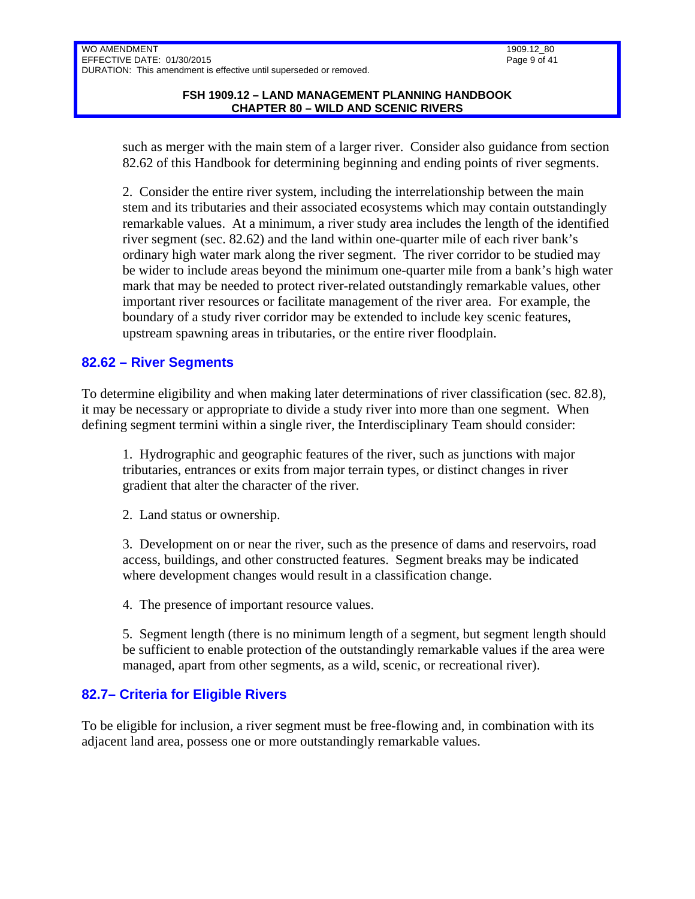such as merger with the main stem of a larger river. Consider also guidance from section 82.62 of this Handbook for determining beginning and ending points of river segments.

2. Consider the entire river system, including the interrelationship between the main stem and its tributaries and their associated ecosystems which may contain outstandingly remarkable values. At a minimum, a river study area includes the length of the identified river segment (sec. 82.62) and the land within one-quarter mile of each river bank's ordinary high water mark along the river segment. The river corridor to be studied may be wider to include areas beyond the minimum one-quarter mile from a bank's high water mark that may be needed to protect river-related outstandingly remarkable values, other important river resources or facilitate management of the river area. For example, the boundary of a study river corridor may be extended to include key scenic features, upstream spawning areas in tributaries, or the entire river floodplain.

## 82.62 – River Segments

To determine eligibility and when making later determinations of river classification (sec. 82.8), it may be necessary or appropriate to divide a study river into more than one segment. When defining segment termini within a single river, the Interdisciplinary Team should consider:

1. Hydrographic and geographic features of the river, such as junctions with major tributaries, entrances or exits from major terrain types, or distinct changes in river gradient that alter the character of the river.

2. Land status or ownership.

3. Development on or near the river, such as the presence of dams and reservoirs, road access, buildings, and other constructed features. Segment breaks may be indicated where development changes would result in a classification change.

4. The presence of important resource values.

5. Segment length (there is no minimum length of a segment, but segment length should be sufficient to enable protection of the outstandingly remarkable values if the area were managed, apart from other segments, as a wild, scenic, or recreational river).

## 82.7– Criteria for Eligible Rivers

To be eligible for inclusion, a river segment must be free-flowing and, in combination with its adjacent land area, possess one or more outstandingly remarkable values.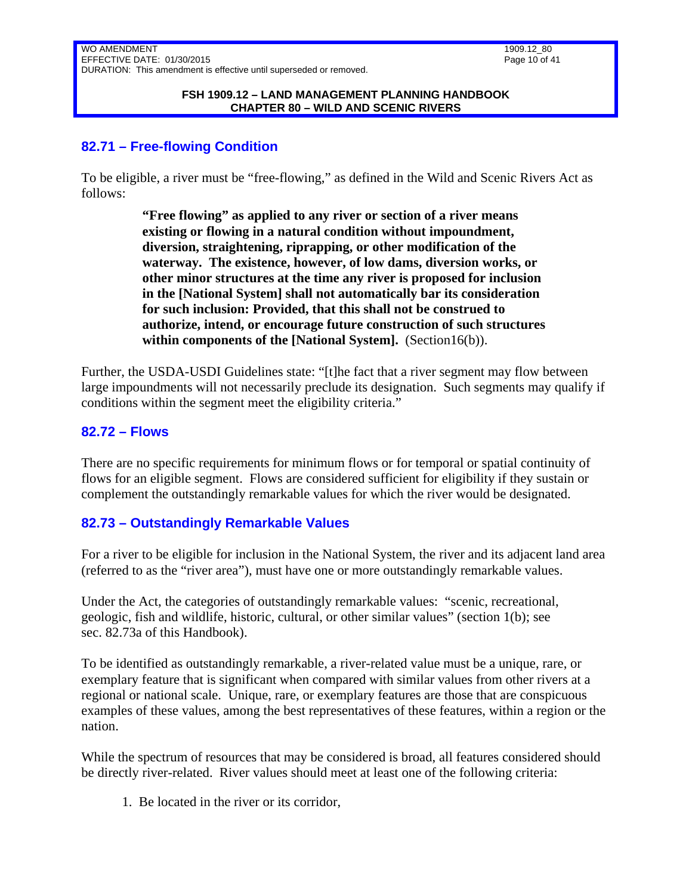## 82.71 – Free-flowing Condition

To be eligible, a river must be "free-flowing," as defined in the Wild and Scenic Rivers Act as follows:

> **"Free flowing" as applied to any river or section of a river means existing or flowing in a natural condition without impoundment, diversion, straightening, riprapping, or other modification of the waterway. The existence, however, of low dams, diversion works, or other minor structures at the time any river is proposed for inclusion in the [National System] shall not automatically bar its consideration for such inclusion: Provided, that this shall not be construed to authorize, intend, or encourage future construction of such structures within components of the [National System].** (Section16(b)).

Further, the USDA-USDI Guidelines state: "[t]he fact that a river segment may flow between large impoundments will not necessarily preclude its designation. Such segments may qualify if conditions within the segment meet the eligibility criteria."

## 82.72 – Flows

There are no specific requirements for minimum flows or for temporal or spatial continuity of flows for an eligible segment. Flows are considered sufficient for eligibility if they sustain or complement the outstandingly remarkable values for which the river would be designated.

## 82.73 – Outstandingly Remarkable Values

For a river to be eligible for inclusion in the National System, the river and its adjacent land area (referred to as the "river area"), must have one or more outstandingly remarkable values.

Under the Act, the categories of outstandingly remarkable values: "scenic, recreational, geologic, fish and wildlife, historic, cultural, or other similar values" (section 1(b); see sec. 82.73a of this Handbook).

To be identified as outstandingly remarkable, a river-related value must be a unique, rare, or exemplary feature that is significant when compared with similar values from other rivers at a regional or national scale. Unique, rare, or exemplary features are those that are conspicuous examples of these values, among the best representatives of these features, within a region or the nation.

While the spectrum of resources that may be considered is broad, all features considered should be directly river-related. River values should meet at least one of the following criteria:

1. Be located in the river or its corridor,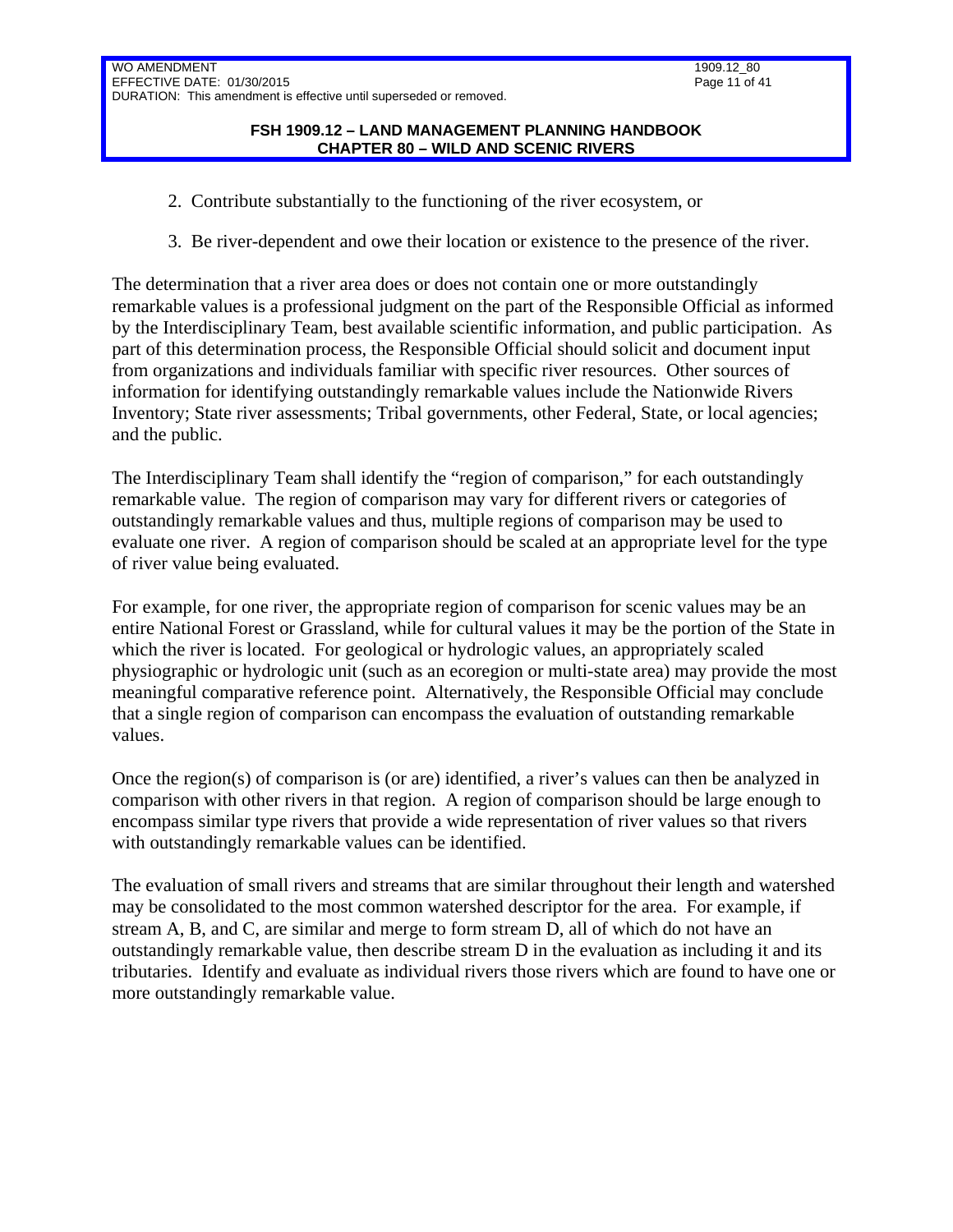2. Contribute substantially to the functioning of the river ecosystem, or

3. Be river-dependent and owe their location or existence to the presence of the river.

The determination that a river area does or does not contain one or more outstandingly remarkable values is a professional judgment on the part of the Responsible Official as informed by the Interdisciplinary Team, best available scientific information, and public participation. As part of this determination process, the Responsible Official should solicit and document input from organizations and individuals familiar with specific river resources. Other sources of information for identifying outstandingly remarkable values include the Nationwide Rivers Inventory; State river assessments; Tribal governments, other Federal, State, or local agencies; and the public.

The Interdisciplinary Team shall identify the "region of comparison," for each outstandingly remarkable value. The region of comparison may vary for different rivers or categories of outstandingly remarkable values and thus, multiple regions of comparison may be used to evaluate one river. A region of comparison should be scaled at an appropriate level for the type of river value being evaluated.

For example, for one river, the appropriate region of comparison for scenic values may be an entire National Forest or Grassland, while for cultural values it may be the portion of the State in which the river is located. For geological or hydrologic values, an appropriately scaled physiographic or hydrologic unit (such as an ecoregion or multi-state area) may provide the most meaningful comparative reference point. Alternatively, the Responsible Official may conclude that a single region of comparison can encompass the evaluation of outstanding remarkable values.

Once the region(s) of comparison is (or are) identified, a river's values can then be analyzed in comparison with other rivers in that region. A region of comparison should be large enough to encompass similar type rivers that provide a wide representation of river values so that rivers with outstandingly remarkable values can be identified.

The evaluation of small rivers and streams that are similar throughout their length and watershed may be consolidated to the most common watershed descriptor for the area. For example, if stream A, B, and C, are similar and merge to form stream D, all of which do not have an outstandingly remarkable value, then describe stream D in the evaluation as including it and its tributaries. Identify and evaluate as individual rivers those rivers which are found to have one or more outstandingly remarkable value.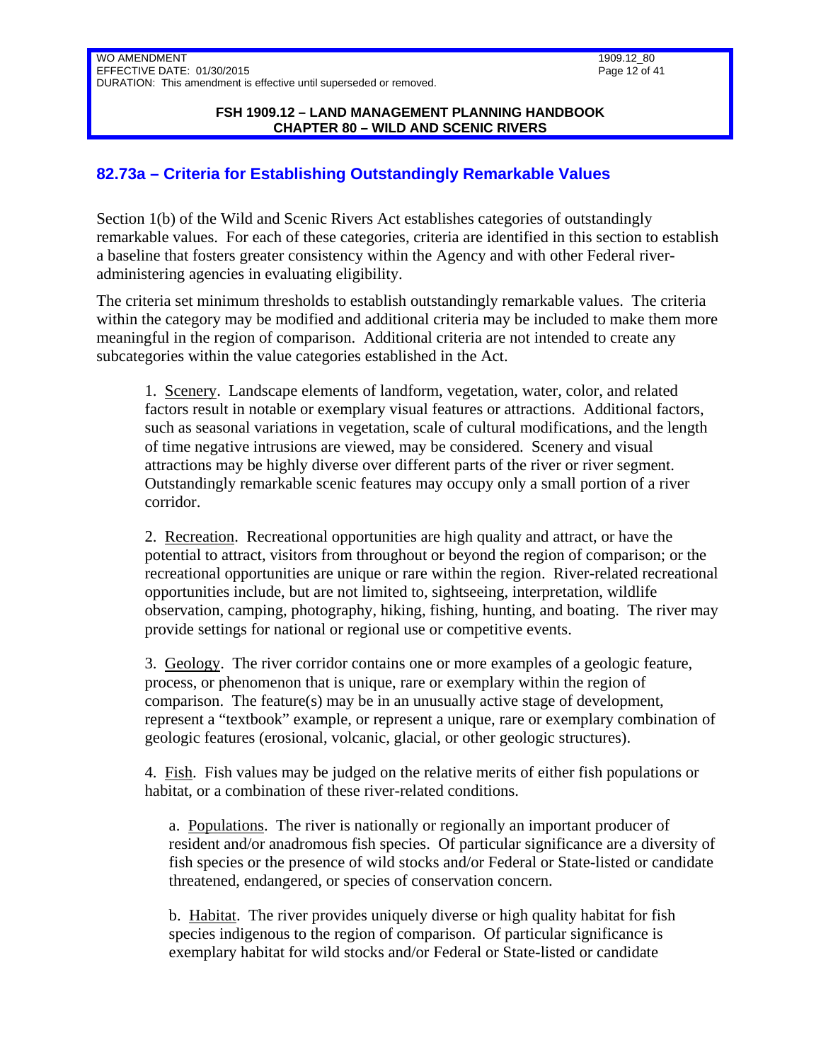## 82.73a – Criteria for Establishing Outstandingly Remarkable Values

Section 1(b) of the Wild and Scenic Rivers Act establishes categories of outstandingly remarkable values. For each of these categories, criteria are identified in this section to establish a baseline that fosters greater consistency within the Agency and with other Federal river-administering agencies in evaluating eligibility.

The criteria set minimum thresholds to establish outstandingly remarkable values. The criteria within the category may be modified and additional criteria may be included to make them more meaningful in the region of comparison. Additional criteria are not intended to create any subcategories within the value categories established in the Act.

1. Scenery. Landscape elements of landform, vegetation, water, color, and related factors result in notable or exemplary visual features or attractions. Additional factors, such as seasonal variations in vegetation, scale of cultural modifications, and the length of time negative intrusions are viewed, may be considered. Scenery and visual attractions may be highly diverse over different parts of the river or river segment. Outstandingly remarkable scenic features may occupy only a small portion of a river corridor.

2. Recreation. Recreational opportunities are high quality and attract, or have the potential to attract, visitors from throughout or beyond the region of comparison; or the recreational opportunities are unique or rare within the region. River-related recreational opportunities include, but are not limited to, sightseeing, interpretation, wildlife observation, camping, photography, hiking, fishing, hunting, and boating. The river may provide settings for national or regional use or competitive events.

3. Geology. The river corridor contains one or more examples of a geologic feature, process, or phenomenon that is unique, rare or exemplary within the region of comparison. The feature(s) may be in an unusually active stage of development, represent a "textbook" example, or represent a unique, rare or exemplary combination of geologic features (erosional, volcanic, glacial, or other geologic structures).

4. Fish. Fish values may be judged on the relative merits of either fish populations or habitat, or a combination of these river-related conditions.

a. Populations. The river is nationally or regionally an important producer of resident and/or anadromous fish species. Of particular significance are a diversity of fish species or the presence of wild stocks and/or Federal or State-listed or candidate threatened, endangered, or species of conservation concern.

b. Habitat. The river provides uniquely diverse or high quality habitat for fish species indigenous to the region of comparison. Of particular significance is exemplary habitat for wild stocks and/or Federal or State-listed or candidate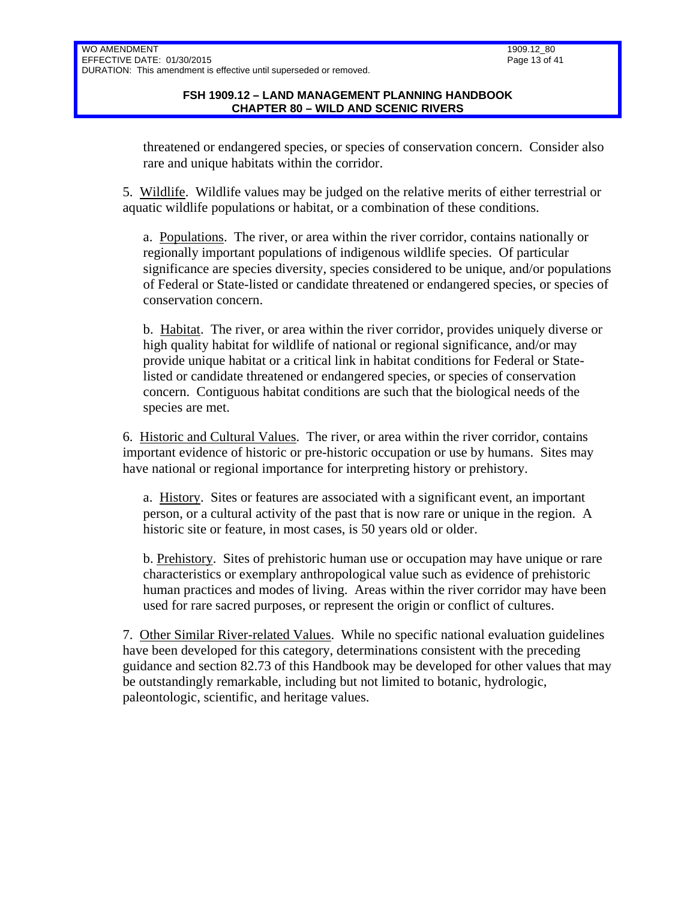threatened or endangered species, or species of conservation concern. Consider also rare and unique habitats within the corridor.

5. Wildlife. Wildlife values may be judged on the relative merits of either terrestrial or aquatic wildlife populations or habitat, or a combination of these conditions.

a. Populations. The river, or area within the river corridor, contains nationally or regionally important populations of indigenous wildlife species. Of particular significance are species diversity, species considered to be unique, and/or populations of Federal or State-listed or candidate threatened or endangered species, or species of conservation concern.

b. Habitat. The river, or area within the river corridor, provides uniquely diverse or high quality habitat for wildlife of national or regional significance, and/or may provide unique habitat or a critical link in habitat conditions for Federal or State-listed or candidate threatened or endangered species, or species of conservation concern. Contiguous habitat conditions are such that the biological needs of the species are met.

6. Historic and Cultural Values. The river, or area within the river corridor, contains important evidence of historic or pre-historic occupation or use by humans. Sites may have national or regional importance for interpreting history or prehistory.

a. History. Sites or features are associated with a significant event, an important person, or a cultural activity of the past that is now rare or unique in the region. A historic site or feature, in most cases, is 50 years old or older.

b. Prehistory. Sites of prehistoric human use or occupation may have unique or rare characteristics or exemplary anthropological value such as evidence of prehistoric human practices and modes of living. Areas within the river corridor may have been used for rare sacred purposes, or represent the origin or conflict of cultures.

7. Other Similar River-related Values. While no specific national evaluation guidelines have been developed for this category, determinations consistent with the preceding guidance and section 82.73 of this Handbook may be developed for other values that may be outstandingly remarkable, including but not limited to botanic, hydrologic, paleontologic, scientific, and heritage values.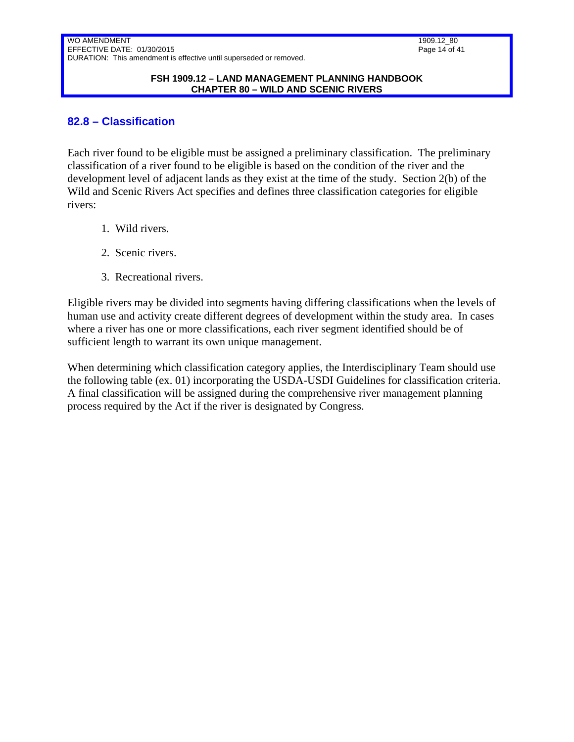## 82.8 – Classification

Each river found to be eligible must be assigned a preliminary classification. The preliminary classification of a river found to be eligible is based on the condition of the river and the development level of adjacent lands as they exist at the time of the study. Section 2(b) of the Wild and Scenic Rivers Act specifies and defines three classification categories for eligible rivers:

1. Wild rivers.
2. Scenic rivers.
3. Recreational rivers.

Eligible rivers may be divided into segments having differing classifications when the levels of human use and activity create different degrees of development within the study area. In cases where a river has one or more classifications, each river segment identified should be of sufficient length to warrant its own unique management.

When determining which classification category applies, the Interdisciplinary Team should use the following table (ex. 01) incorporating the USDA-USDI Guidelines for classification criteria. A final classification will be assigned during the comprehensive river management planning process required by the Act if the river is designated by Congress.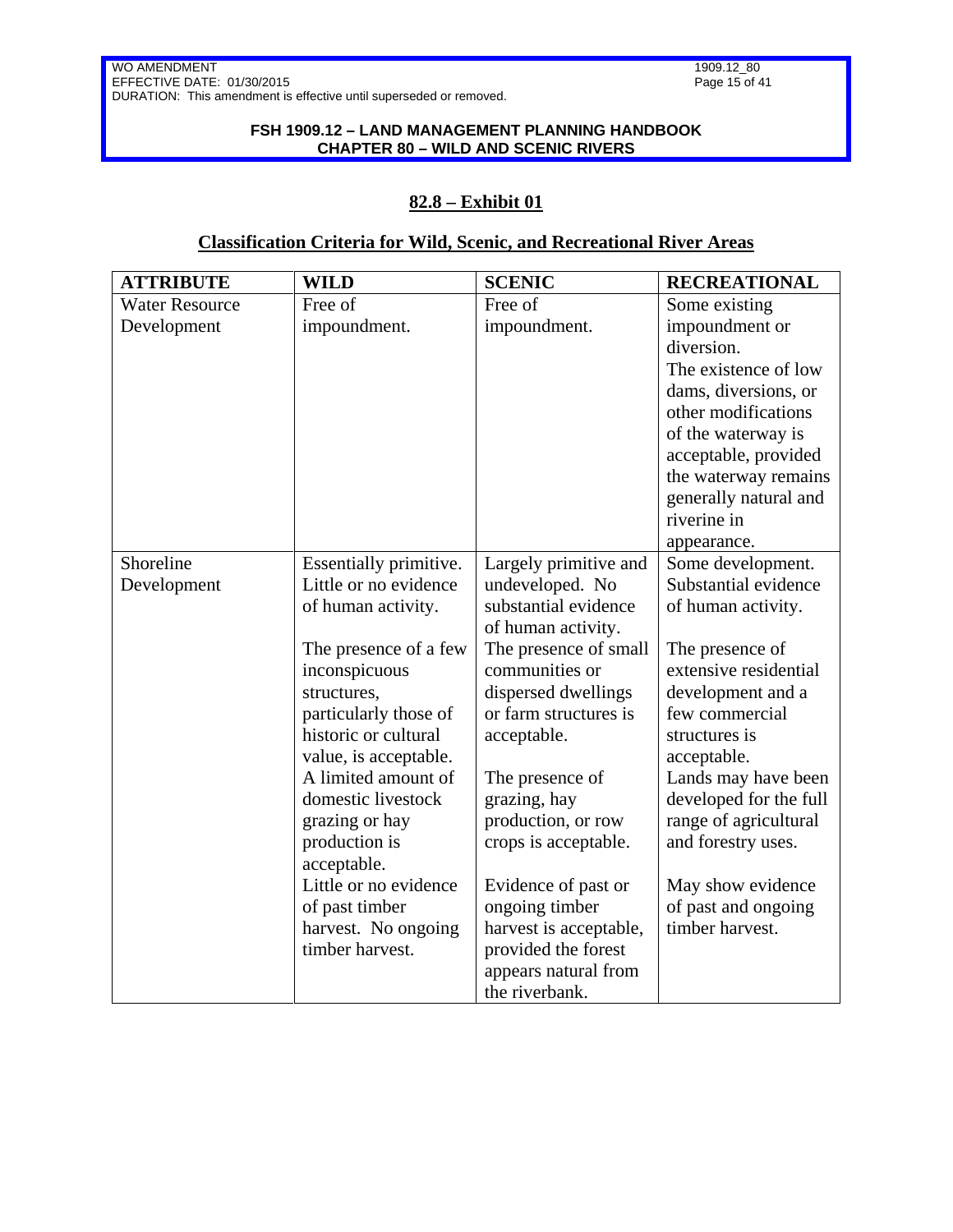## 82.8 – Exhibit 01

## Classification Criteria for Wild, Scenic, and Recreational River Areas

| ATTRIBUTE | WILD | SCENIC | RECREATIONAL |
|---|---|---|---|
| Water Resource Development | Free of impoundment. | Free of impoundment. | Some existing impoundment or diversion.<br>The existence of low dams, diversions, or other modifications of the waterway is acceptable, provided the waterway remains generally natural and riverine in appearance. |
| Shoreline Development | Essentially primitive. Little or no evidence of human activity.<br><br>The presence of a few inconspicuous structures, particularly those of historic or cultural value, is acceptable.<br>A limited amount of domestic livestock grazing or hay production is acceptable.<br>Little or no evidence of past timber harvest. No ongoing timber harvest. | Largely primitive and undeveloped. No substantial evidence of human activity.<br>The presence of small communities or dispersed dwellings or farm structures is acceptable.<br><br>The presence of grazing, hay production, or row crops is acceptable.<br><br>Evidence of past or ongoing timber harvest is acceptable, provided the forest appears natural from the riverbank. | Some development. Substantial evidence of human activity.<br><br>The presence of extensive residential development and a few commercial structures is acceptable.<br>Lands may have been developed for the full range of agricultural and forestry uses.<br><br>May show evidence of past and ongoing timber harvest. |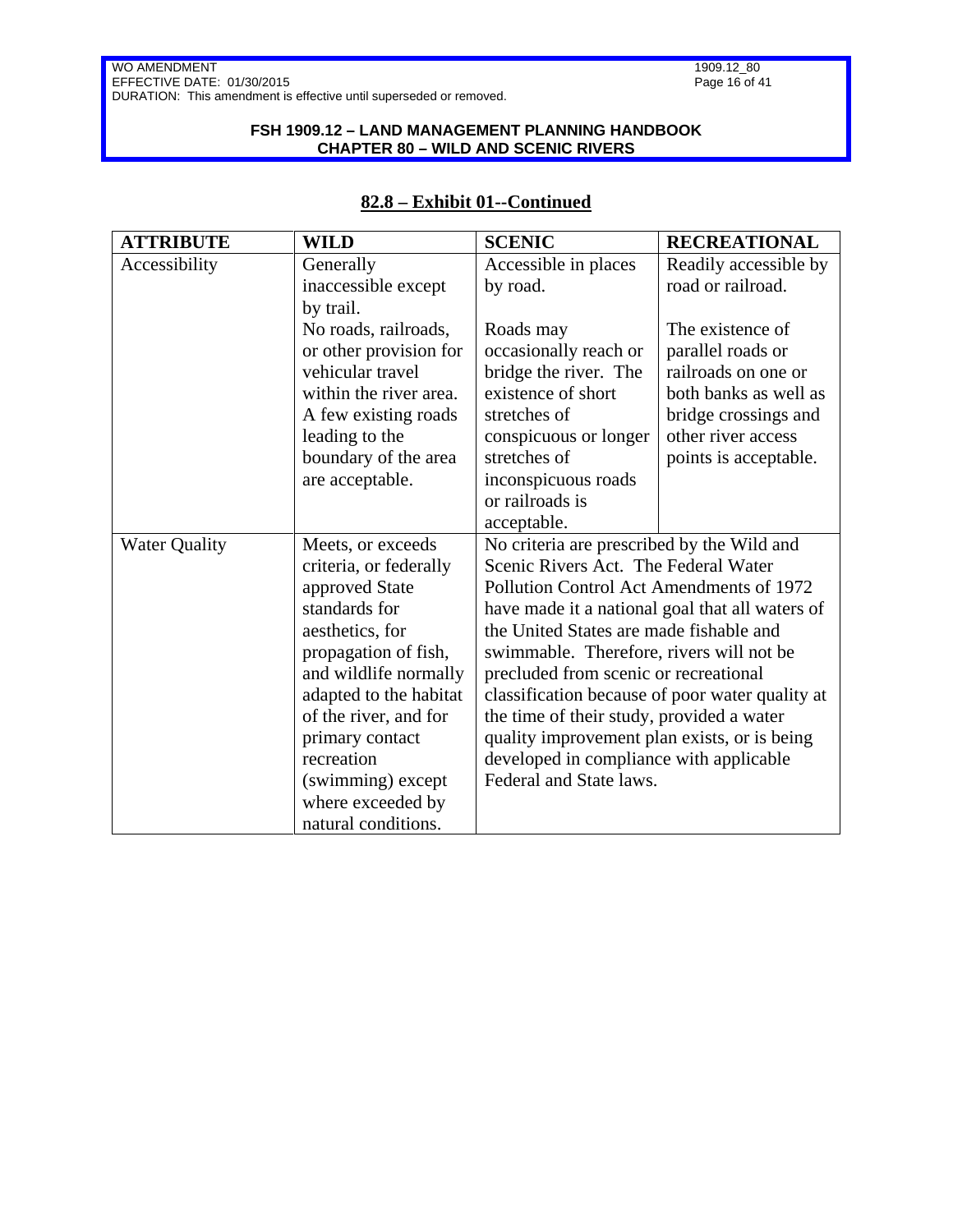## 82.8 – Exhibit 01--Continued

| ATTRIBUTE | WILD | SCENIC | RECREATIONAL |
|---|---|---|---|
| Accessibility | Generally inaccessible except by trail.<br>No roads, railroads, or other provision for vehicular travel within the river area. A few existing roads leading to the boundary of the area are acceptable. | Accessible in places by road.<br><br>Roads may occasionally reach or bridge the river. The existence of short stretches of conspicuous or longer stretches of inconspicuous roads or railroads is acceptable. | Readily accessible by road or railroad.<br><br>The existence of parallel roads or railroads on one or both banks as well as bridge crossings and other river access points is acceptable. |
| Water Quality | Meets, or exceeds criteria, or federally approved State standards for aesthetics, for propagation of fish, and wildlife normally adapted to the habitat of the river, and for primary contact recreation (swimming) except where exceeded by natural conditions. | No criteria are prescribed by the Wild and Scenic Rivers Act. The Federal Water Pollution Control Act Amendments of 1972 have made it a national goal that all waters of the United States are made fishable and swimmable. Therefore, rivers will not be precluded from scenic or recreational classification because of poor water quality at the time of their study, provided a water quality improvement plan exists, or is being developed in compliance with applicable Federal and State laws. | |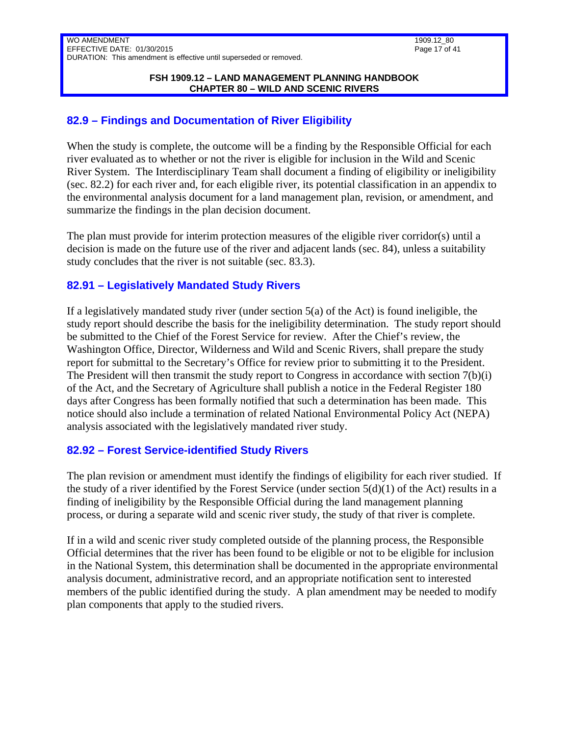## 82.9 – Findings and Documentation of River Eligibility

When the study is complete, the outcome will be a finding by the Responsible Official for each river evaluated as to whether or not the river is eligible for inclusion in the Wild and Scenic River System. The Interdisciplinary Team shall document a finding of eligibility or ineligibility (sec. 82.2) for each river and, for each eligible river, its potential classification in an appendix to the environmental analysis document for a land management plan, revision, or amendment, and summarize the findings in the plan decision document.

The plan must provide for interim protection measures of the eligible river corridor(s) until a decision is made on the future use of the river and adjacent lands (sec. 84), unless a suitability study concludes that the river is not suitable (sec. 83.3).

## 82.91 – Legislatively Mandated Study Rivers

If a legislatively mandated study river (under section 5(a) of the Act) is found ineligible, the study report should describe the basis for the ineligibility determination. The study report should be submitted to the Chief of the Forest Service for review. After the Chief's review, the Washington Office, Director, Wilderness and Wild and Scenic Rivers, shall prepare the study report for submittal to the Secretary's Office for review prior to submitting it to the President. The President will then transmit the study report to Congress in accordance with section 7(b)(i) of the Act, and the Secretary of Agriculture shall publish a notice in the Federal Register 180 days after Congress has been formally notified that such a determination has been made. This notice should also include a termination of related National Environmental Policy Act (NEPA) analysis associated with the legislatively mandated river study.

## 82.92 – Forest Service-identified Study Rivers

The plan revision or amendment must identify the findings of eligibility for each river studied. If the study of a river identified by the Forest Service (under section 5(d)(1) of the Act) results in a finding of ineligibility by the Responsible Official during the land management planning process, or during a separate wild and scenic river study, the study of that river is complete.

If in a wild and scenic river study completed outside of the planning process, the Responsible Official determines that the river has been found to be eligible or not to be eligible for inclusion in the National System, this determination shall be documented in the appropriate environmental analysis document, administrative record, and an appropriate notification sent to interested members of the public identified during the study. A plan amendment may be needed to modify plan components that apply to the studied rivers.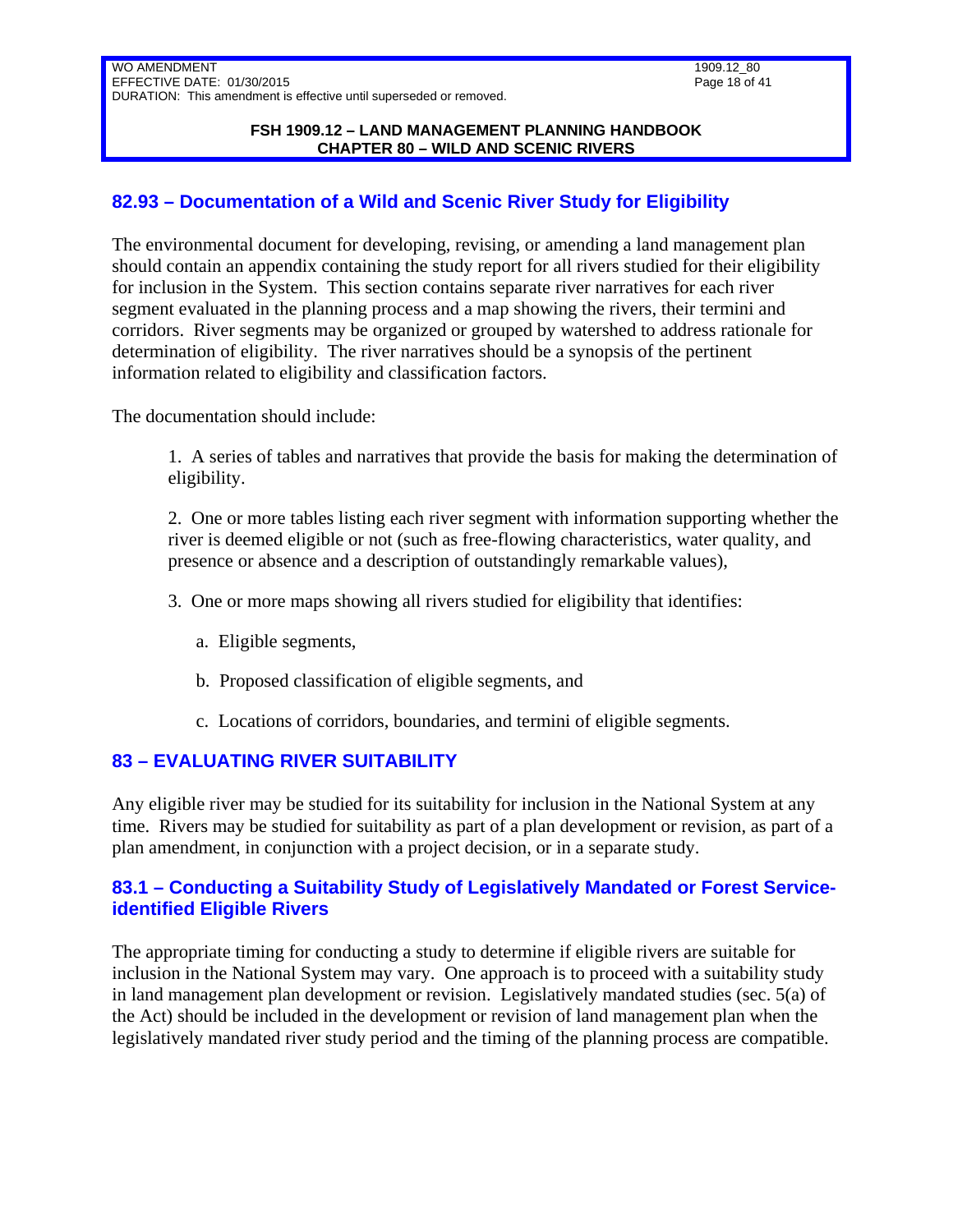## 82.93 – Documentation of a Wild and Scenic River Study for Eligibility

The environmental document for developing, revising, or amending a land management plan should contain an appendix containing the study report for all rivers studied for their eligibility for inclusion in the System. This section contains separate river narratives for each river segment evaluated in the planning process and a map showing the rivers, their termini and corridors. River segments may be organized or grouped by watershed to address rationale for determination of eligibility. The river narratives should be a synopsis of the pertinent information related to eligibility and classification factors.

The documentation should include:

1. A series of tables and narratives that provide the basis for making the determination of eligibility.

2. One or more tables listing each river segment with information supporting whether the river is deemed eligible or not (such as free-flowing characteristics, water quality, and presence or absence and a description of outstandingly remarkable values),

3. One or more maps showing all rivers studied for eligibility that identifies:

   a. Eligible segments,

   b. Proposed classification of eligible segments, and

   c. Locations of corridors, boundaries, and termini of eligible segments.

## 83 – EVALUATING RIVER SUITABILITY

Any eligible river may be studied for its suitability for inclusion in the National System at any time. Rivers may be studied for suitability as part of a plan development or revision, as part of a plan amendment, in conjunction with a project decision, or in a separate study.

## 83.1 – Conducting a Suitability Study of Legislatively Mandated or Forest Service-identified Eligible Rivers

The appropriate timing for conducting a study to determine if eligible rivers are suitable for inclusion in the National System may vary. One approach is to proceed with a suitability study in land management plan development or revision. Legislatively mandated studies (sec. 5(a) of the Act) should be included in the development or revision of land management plan when the legislatively mandated river study period and the timing of the planning process are compatible.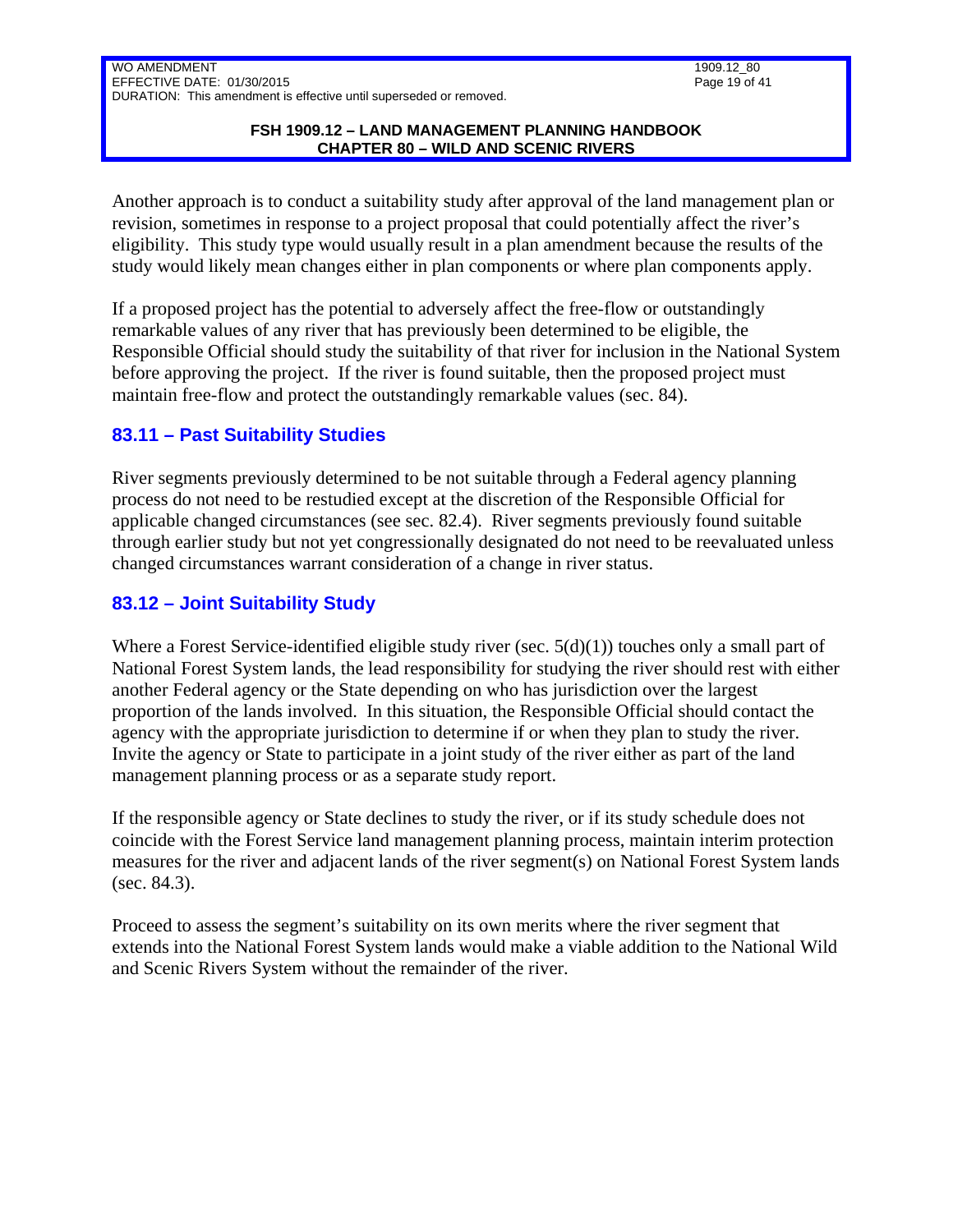Another approach is to conduct a suitability study after approval of the land management plan or revision, sometimes in response to a project proposal that could potentially affect the river's eligibility. This study type would usually result in a plan amendment because the results of the study would likely mean changes either in plan components or where plan components apply.

If a proposed project has the potential to adversely affect the free-flow or outstandingly remarkable values of any river that has previously been determined to be eligible, the Responsible Official should study the suitability of that river for inclusion in the National System before approving the project. If the river is found suitable, then the proposed project must maintain free-flow and protect the outstandingly remarkable values (sec. 84).

### 83.11 – Past Suitability Studies

River segments previously determined to be not suitable through a Federal agency planning process do not need to be restudied except at the discretion of the Responsible Official for applicable changed circumstances (see sec. 82.4). River segments previously found suitable through earlier study but not yet congressionally designated do not need to be reevaluated unless changed circumstances warrant consideration of a change in river status.

### 83.12 – Joint Suitability Study

Where a Forest Service-identified eligible study river (sec. 5(d)(1)) touches only a small part of National Forest System lands, the lead responsibility for studying the river should rest with either another Federal agency or the State depending on who has jurisdiction over the largest proportion of the lands involved. In this situation, the Responsible Official should contact the agency with the appropriate jurisdiction to determine if or when they plan to study the river. Invite the agency or State to participate in a joint study of the river either as part of the land management planning process or as a separate study report.

If the responsible agency or State declines to study the river, or if its study schedule does not coincide with the Forest Service land management planning process, maintain interim protection measures for the river and adjacent lands of the river segment(s) on National Forest System lands (sec. 84.3).

Proceed to assess the segment's suitability on its own merits where the river segment that extends into the National Forest System lands would make a viable addition to the National Wild and Scenic Rivers System without the remainder of the river.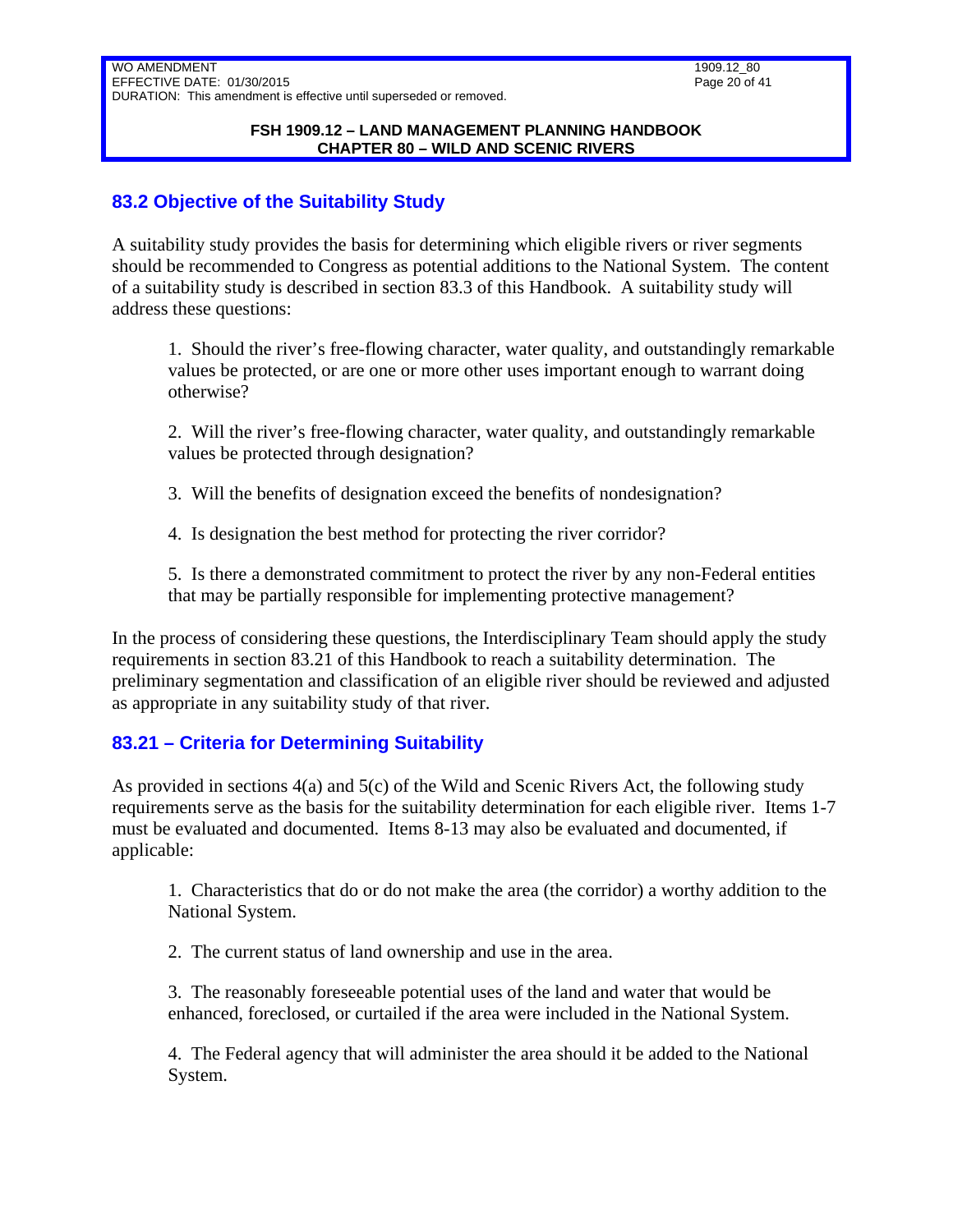## 83.2 Objective of the Suitability Study

A suitability study provides the basis for determining which eligible rivers or river segments should be recommended to Congress as potential additions to the National System. The content of a suitability study is described in section 83.3 of this Handbook. A suitability study will address these questions:

1. Should the river's free-flowing character, water quality, and outstandingly remarkable values be protected, or are one or more other uses important enough to warrant doing otherwise?

2. Will the river's free-flowing character, water quality, and outstandingly remarkable values be protected through designation?

3. Will the benefits of designation exceed the benefits of nondesignation?

4. Is designation the best method for protecting the river corridor?

5. Is there a demonstrated commitment to protect the river by any non-Federal entities that may be partially responsible for implementing protective management?

In the process of considering these questions, the Interdisciplinary Team should apply the study requirements in section 83.21 of this Handbook to reach a suitability determination. The preliminary segmentation and classification of an eligible river should be reviewed and adjusted as appropriate in any suitability study of that river.

## 83.21 – Criteria for Determining Suitability

As provided in sections 4(a) and 5(c) of the Wild and Scenic Rivers Act, the following study requirements serve as the basis for the suitability determination for each eligible river. Items 1-7 must be evaluated and documented. Items 8-13 may also be evaluated and documented, if applicable:

1. Characteristics that do or do not make the area (the corridor) a worthy addition to the National System.

2. The current status of land ownership and use in the area.

3. The reasonably foreseeable potential uses of the land and water that would be enhanced, foreclosed, or curtailed if the area were included in the National System.

4. The Federal agency that will administer the area should it be added to the National System.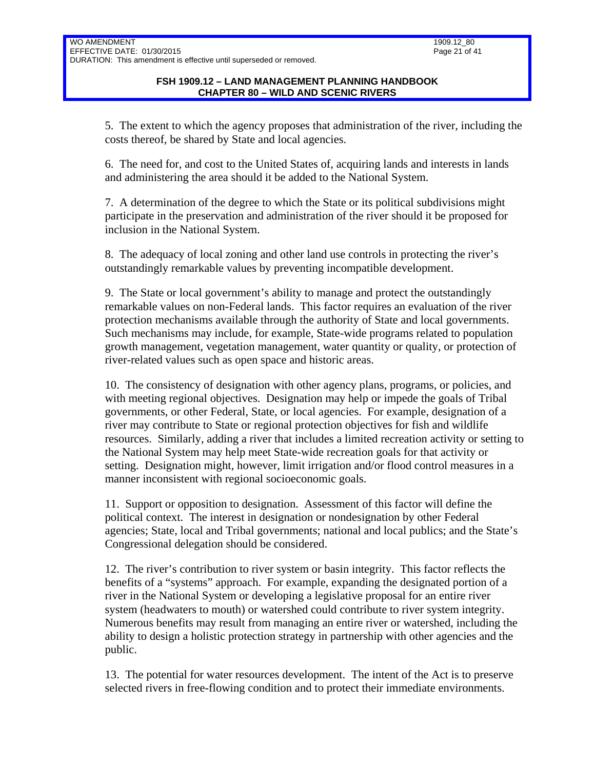5. The extent to which the agency proposes that administration of the river, including the costs thereof, be shared by State and local agencies.

6. The need for, and cost to the United States of, acquiring lands and interests in lands and administering the area should it be added to the National System.

7. A determination of the degree to which the State or its political subdivisions might participate in the preservation and administration of the river should it be proposed for inclusion in the National System.

8. The adequacy of local zoning and other land use controls in protecting the river's outstandingly remarkable values by preventing incompatible development.

9. The State or local government's ability to manage and protect the outstandingly remarkable values on non-Federal lands. This factor requires an evaluation of the river protection mechanisms available through the authority of State and local governments. Such mechanisms may include, for example, State-wide programs related to population growth management, vegetation management, water quantity or quality, or protection of river-related values such as open space and historic areas.

10. The consistency of designation with other agency plans, programs, or policies, and with meeting regional objectives. Designation may help or impede the goals of Tribal governments, or other Federal, State, or local agencies. For example, designation of a river may contribute to State or regional protection objectives for fish and wildlife resources. Similarly, adding a river that includes a limited recreation activity or setting to the National System may help meet State-wide recreation goals for that activity or setting. Designation might, however, limit irrigation and/or flood control measures in a manner inconsistent with regional socioeconomic goals.

11. Support or opposition to designation. Assessment of this factor will define the political context. The interest in designation or nondesignation by other Federal agencies; State, local and Tribal governments; national and local publics; and the State's Congressional delegation should be considered.

12. The river's contribution to river system or basin integrity. This factor reflects the benefits of a "systems" approach. For example, expanding the designated portion of a river in the National System or developing a legislative proposal for an entire river system (headwaters to mouth) or watershed could contribute to river system integrity. Numerous benefits may result from managing an entire river or watershed, including the ability to design a holistic protection strategy in partnership with other agencies and the public.

13. The potential for water resources development. The intent of the Act is to preserve selected rivers in free-flowing condition and to protect their immediate environments.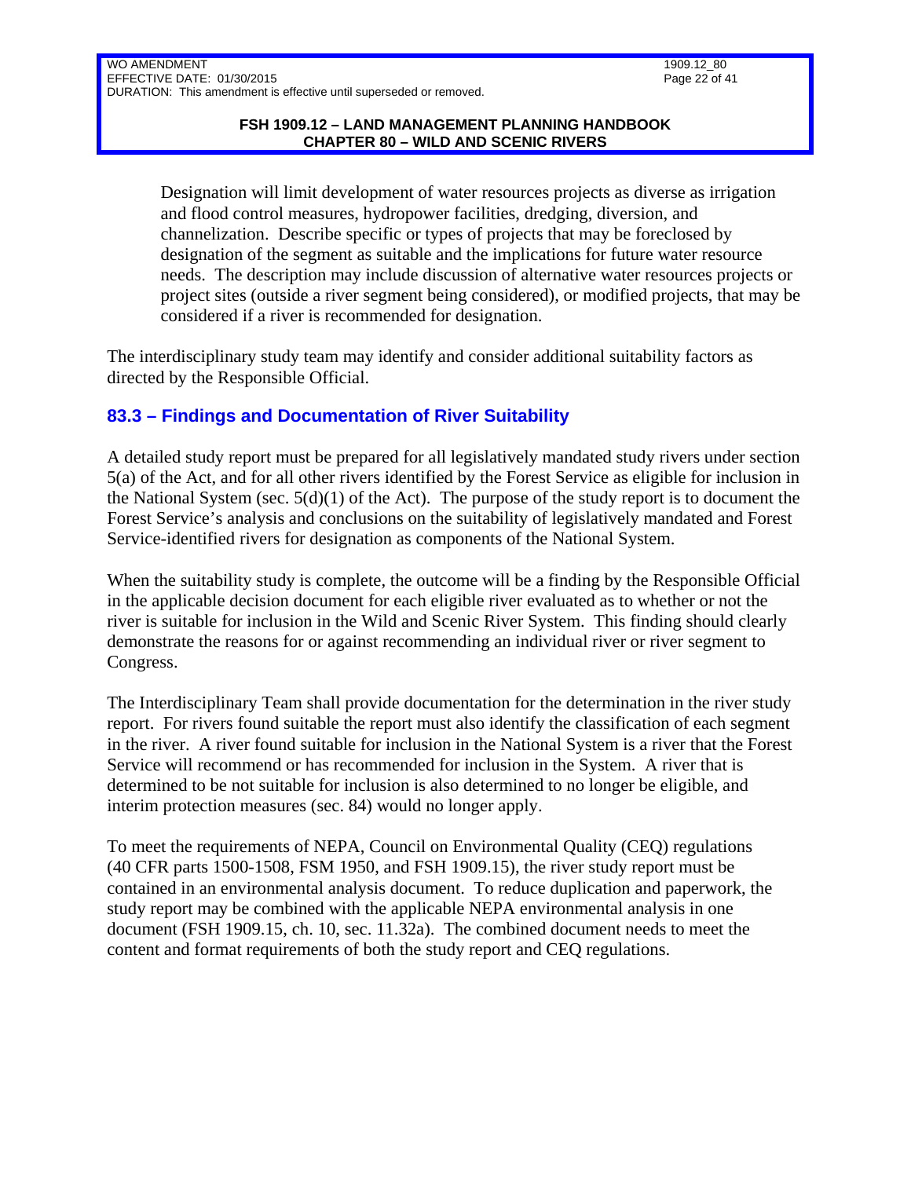Designation will limit development of water resources projects as diverse as irrigation and flood control measures, hydropower facilities, dredging, diversion, and channelization. Describe specific or types of projects that may be foreclosed by designation of the segment as suitable and the implications for future water resource needs. The description may include discussion of alternative water resources projects or project sites (outside a river segment being considered), or modified projects, that may be considered if a river is recommended for designation.

The interdisciplinary study team may identify and consider additional suitability factors as directed by the Responsible Official.

## 83.3 – Findings and Documentation of River Suitability

A detailed study report must be prepared for all legislatively mandated study rivers under section 5(a) of the Act, and for all other rivers identified by the Forest Service as eligible for inclusion in the National System (sec. 5(d)(1) of the Act). The purpose of the study report is to document the Forest Service's analysis and conclusions on the suitability of legislatively mandated and Forest Service-identified rivers for designation as components of the National System.

When the suitability study is complete, the outcome will be a finding by the Responsible Official in the applicable decision document for each eligible river evaluated as to whether or not the river is suitable for inclusion in the Wild and Scenic River System. This finding should clearly demonstrate the reasons for or against recommending an individual river or river segment to Congress.

The Interdisciplinary Team shall provide documentation for the determination in the river study report. For rivers found suitable the report must also identify the classification of each segment in the river. A river found suitable for inclusion in the National System is a river that the Forest Service will recommend or has recommended for inclusion in the System. A river that is determined to be not suitable for inclusion is also determined to no longer be eligible, and interim protection measures (sec. 84) would no longer apply.

To meet the requirements of NEPA, Council on Environmental Quality (CEQ) regulations (40 CFR parts 1500-1508, FSM 1950, and FSH 1909.15), the river study report must be contained in an environmental analysis document. To reduce duplication and paperwork, the study report may be combined with the applicable NEPA environmental analysis in one document (FSH 1909.15, ch. 10, sec. 11.32a). The combined document needs to meet the content and format requirements of both the study report and CEQ regulations.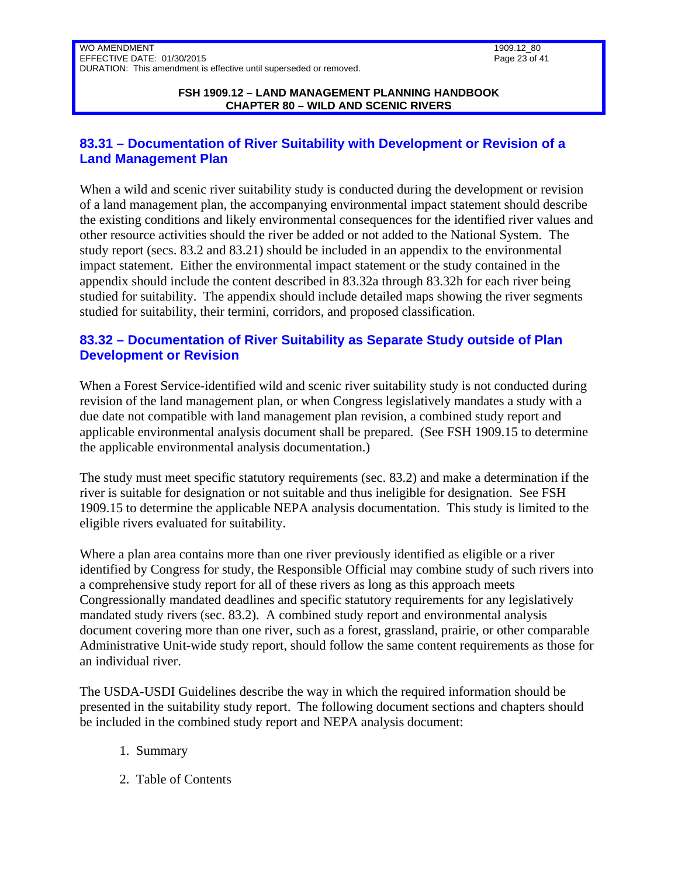## 83.31 – Documentation of River Suitability with Development or Revision of a Land Management Plan

When a wild and scenic river suitability study is conducted during the development or revision of a land management plan, the accompanying environmental impact statement should describe the existing conditions and likely environmental consequences for the identified river values and other resource activities should the river be added or not added to the National System. The study report (secs. 83.2 and 83.21) should be included in an appendix to the environmental impact statement. Either the environmental impact statement or the study contained in the appendix should include the content described in 83.32a through 83.32h for each river being studied for suitability. The appendix should include detailed maps showing the river segments studied for suitability, their termini, corridors, and proposed classification.

## 83.32 – Documentation of River Suitability as Separate Study outside of Plan Development or Revision

When a Forest Service-identified wild and scenic river suitability study is not conducted during revision of the land management plan, or when Congress legislatively mandates a study with a due date not compatible with land management plan revision, a combined study report and applicable environmental analysis document shall be prepared. (See FSH 1909.15 to determine the applicable environmental analysis documentation.)

The study must meet specific statutory requirements (sec. 83.2) and make a determination if the river is suitable for designation or not suitable and thus ineligible for designation. See FSH 1909.15 to determine the applicable NEPA analysis documentation. This study is limited to the eligible rivers evaluated for suitability.

Where a plan area contains more than one river previously identified as eligible or a river identified by Congress for study, the Responsible Official may combine study of such rivers into a comprehensive study report for all of these rivers as long as this approach meets Congressionally mandated deadlines and specific statutory requirements for any legislatively mandated study rivers (sec. 83.2). A combined study report and environmental analysis document covering more than one river, such as a forest, grassland, prairie, or other comparable Administrative Unit-wide study report, should follow the same content requirements as those for an individual river.

The USDA-USDI Guidelines describe the way in which the required information should be presented in the suitability study report. The following document sections and chapters should be included in the combined study report and NEPA analysis document:

1. Summary

2. Table of Contents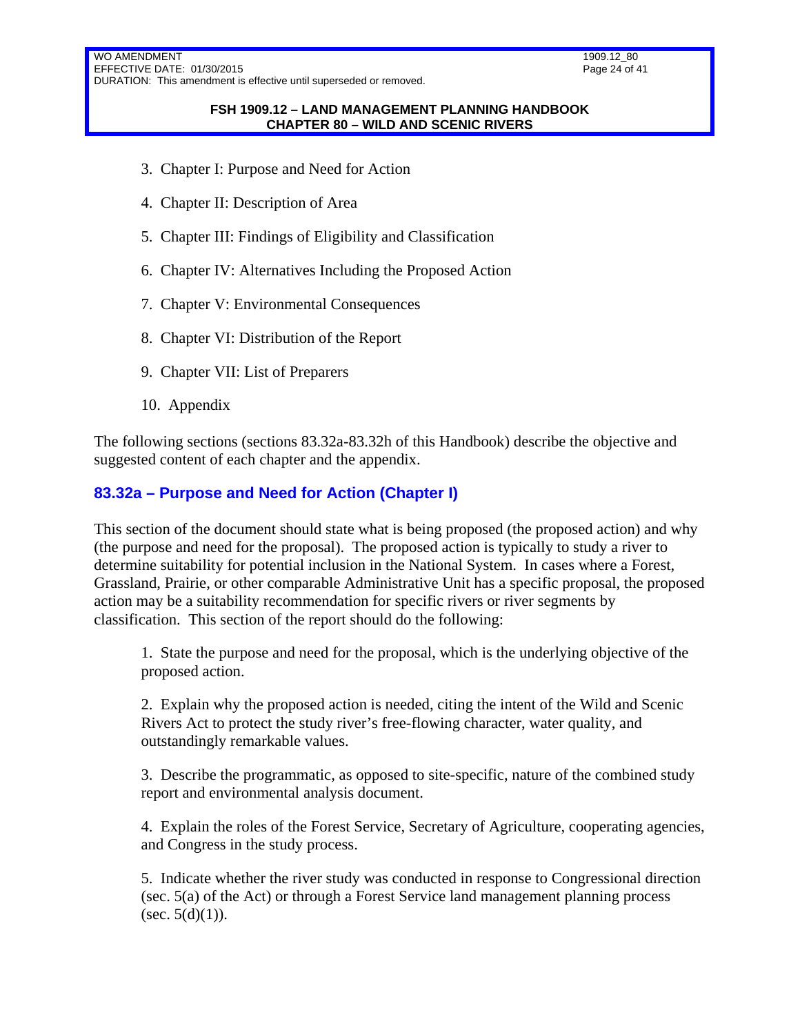3. Chapter I: Purpose and Need for Action

4. Chapter II: Description of Area

5. Chapter III: Findings of Eligibility and Classification

6. Chapter IV: Alternatives Including the Proposed Action

7. Chapter V: Environmental Consequences

8. Chapter VI: Distribution of the Report

9. Chapter VII: List of Preparers

10. Appendix

The following sections (sections 83.32a-83.32h of this Handbook) describe the objective and suggested content of each chapter and the appendix.

## 83.32a – Purpose and Need for Action (Chapter I)

This section of the document should state what is being proposed (the proposed action) and why (the purpose and need for the proposal). The proposed action is typically to study a river to determine suitability for potential inclusion in the National System. In cases where a Forest, Grassland, Prairie, or other comparable Administrative Unit has a specific proposal, the proposed action may be a suitability recommendation for specific rivers or river segments by classification. This section of the report should do the following:

1. State the purpose and need for the proposal, which is the underlying objective of the proposed action.

2. Explain why the proposed action is needed, citing the intent of the Wild and Scenic Rivers Act to protect the study river's free-flowing character, water quality, and outstandingly remarkable values.

3. Describe the programmatic, as opposed to site-specific, nature of the combined study report and environmental analysis document.

4. Explain the roles of the Forest Service, Secretary of Agriculture, cooperating agencies, and Congress in the study process.

5. Indicate whether the river study was conducted in response to Congressional direction (sec. 5(a) of the Act) or through a Forest Service land management planning process (sec. 5(d)(1)).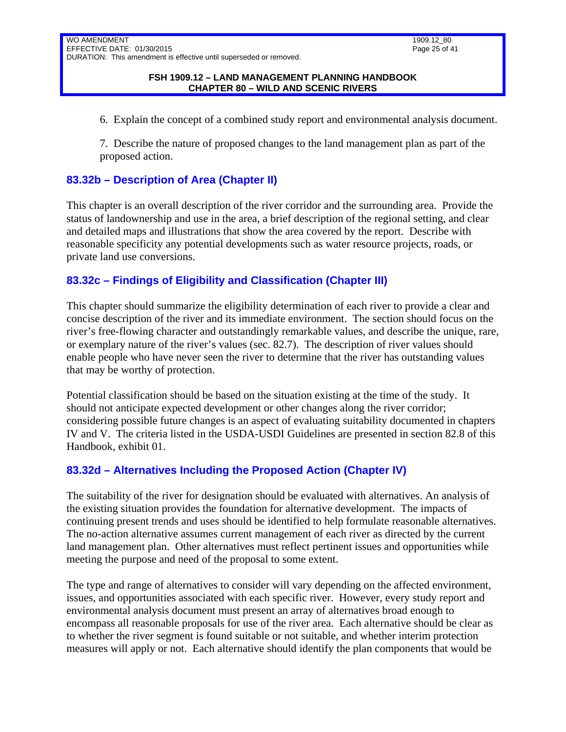6. Explain the concept of a combined study report and environmental analysis document.

7. Describe the nature of proposed changes to the land management plan as part of the proposed action.

## 83.32b – Description of Area (Chapter II)

This chapter is an overall description of the river corridor and the surrounding area. Provide the status of landownership and use in the area, a brief description of the regional setting, and clear and detailed maps and illustrations that show the area covered by the report. Describe with reasonable specificity any potential developments such as water resource projects, roads, or private land use conversions.

## 83.32c – Findings of Eligibility and Classification (Chapter III)

This chapter should summarize the eligibility determination of each river to provide a clear and concise description of the river and its immediate environment. The section should focus on the river's free-flowing character and outstandingly remarkable values, and describe the unique, rare, or exemplary nature of the river's values (sec. 82.7). The description of river values should enable people who have never seen the river to determine that the river has outstanding values that may be worthy of protection.

Potential classification should be based on the situation existing at the time of the study. It should not anticipate expected development or other changes along the river corridor; considering possible future changes is an aspect of evaluating suitability documented in chapters IV and V. The criteria listed in the USDA-USDI Guidelines are presented in section 82.8 of this Handbook, exhibit 01.

## 83.32d – Alternatives Including the Proposed Action (Chapter IV)

The suitability of the river for designation should be evaluated with alternatives. An analysis of the existing situation provides the foundation for alternative development. The impacts of continuing present trends and uses should be identified to help formulate reasonable alternatives. The no-action alternative assumes current management of each river as directed by the current land management plan. Other alternatives must reflect pertinent issues and opportunities while meeting the purpose and need of the proposal to some extent.

The type and range of alternatives to consider will vary depending on the affected environment, issues, and opportunities associated with each specific river. However, every study report and environmental analysis document must present an array of alternatives broad enough to encompass all reasonable proposals for use of the river area. Each alternative should be clear as to whether the river segment is found suitable or not suitable, and whether interim protection measures will apply or not. Each alternative should identify the plan components that would be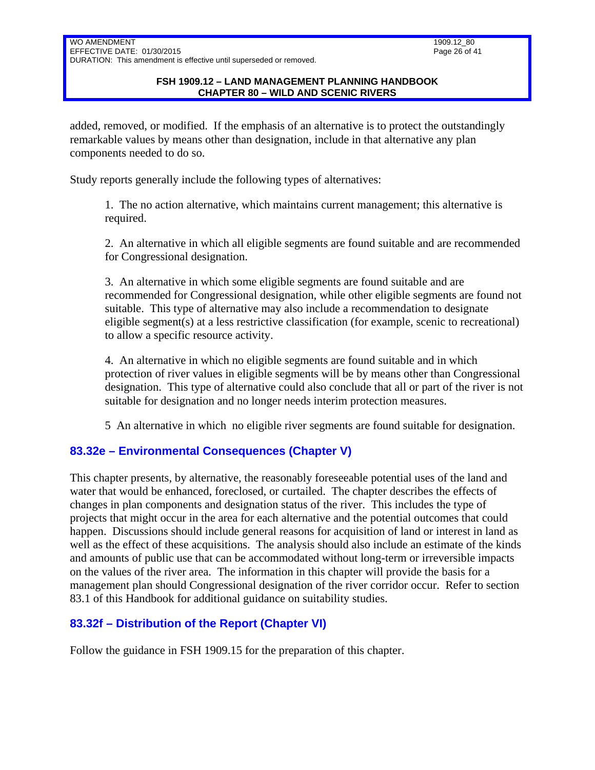added, removed, or modified. If the emphasis of an alternative is to protect the outstandingly remarkable values by means other than designation, include in that alternative any plan components needed to do so.

Study reports generally include the following types of alternatives:

1. The no action alternative, which maintains current management; this alternative is required.

2. An alternative in which all eligible segments are found suitable and are recommended for Congressional designation.

3. An alternative in which some eligible segments are found suitable and are recommended for Congressional designation, while other eligible segments are found not suitable. This type of alternative may also include a recommendation to designate eligible segment(s) at a less restrictive classification (for example, scenic to recreational) to allow a specific resource activity.

4. An alternative in which no eligible segments are found suitable and in which protection of river values in eligible segments will be by means other than Congressional designation. This type of alternative could also conclude that all or part of the river is not suitable for designation and no longer needs interim protection measures.

5 An alternative in which no eligible river segments are found suitable for designation.

## 83.32e – Environmental Consequences (Chapter V)

This chapter presents, by alternative, the reasonably foreseeable potential uses of the land and water that would be enhanced, foreclosed, or curtailed. The chapter describes the effects of changes in plan components and designation status of the river. This includes the type of projects that might occur in the area for each alternative and the potential outcomes that could happen. Discussions should include general reasons for acquisition of land or interest in land as well as the effect of these acquisitions. The analysis should also include an estimate of the kinds and amounts of public use that can be accommodated without long-term or irreversible impacts on the values of the river area. The information in this chapter will provide the basis for a management plan should Congressional designation of the river corridor occur. Refer to section 83.1 of this Handbook for additional guidance on suitability studies.

## 83.32f – Distribution of the Report (Chapter VI)

Follow the guidance in FSH 1909.15 for the preparation of this chapter.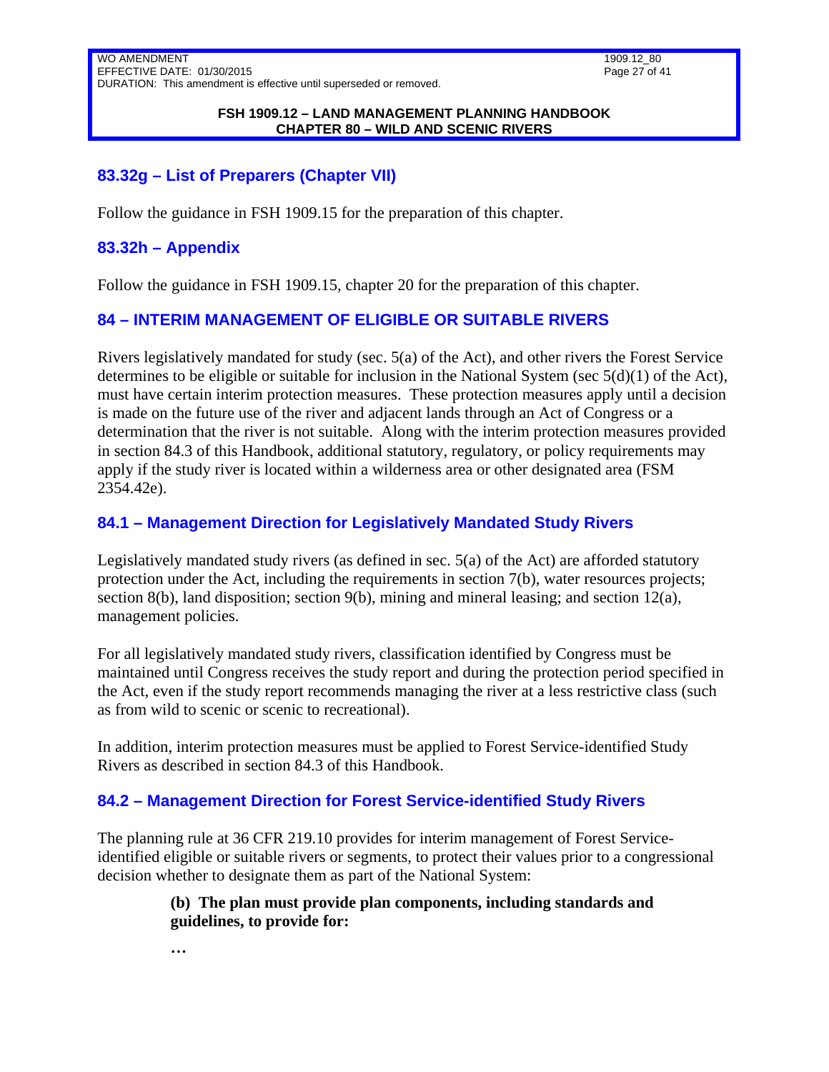## 83.32g – List of Preparers (Chapter VII)

Follow the guidance in FSH 1909.15 for the preparation of this chapter.

## 83.32h – Appendix

Follow the guidance in FSH 1909.15, chapter 20 for the preparation of this chapter.

## 84 – INTERIM MANAGEMENT OF ELIGIBLE OR SUITABLE RIVERS

Rivers legislatively mandated for study (sec. 5(a) of the Act), and other rivers the Forest Service determines to be eligible or suitable for inclusion in the National System (sec 5(d)(1) of the Act), must have certain interim protection measures. These protection measures apply until a decision is made on the future use of the river and adjacent lands through an Act of Congress or a determination that the river is not suitable. Along with the interim protection measures provided in section 84.3 of this Handbook, additional statutory, regulatory, or policy requirements may apply if the study river is located within a wilderness area or other designated area (FSM 2354.42e).

## 84.1 – Management Direction for Legislatively Mandated Study Rivers

Legislatively mandated study rivers (as defined in sec. 5(a) of the Act) are afforded statutory protection under the Act, including the requirements in section 7(b), water resources projects; section 8(b), land disposition; section 9(b), mining and mineral leasing; and section 12(a), management policies.

For all legislatively mandated study rivers, classification identified by Congress must be maintained until Congress receives the study report and during the protection period specified in the Act, even if the study report recommends managing the river at a less restrictive class (such as from wild to scenic or scenic to recreational).

In addition, interim protection measures must be applied to Forest Service-identified Study Rivers as described in section 84.3 of this Handbook.

## 84.2 – Management Direction for Forest Service-identified Study Rivers

The planning rule at 36 CFR 219.10 provides for interim management of Forest Service-identified eligible or suitable rivers or segments, to protect their values prior to a congressional decision whether to designate them as part of the National System:

> **(b) The plan must provide plan components, including standards and guidelines, to provide for:**
>
> **…**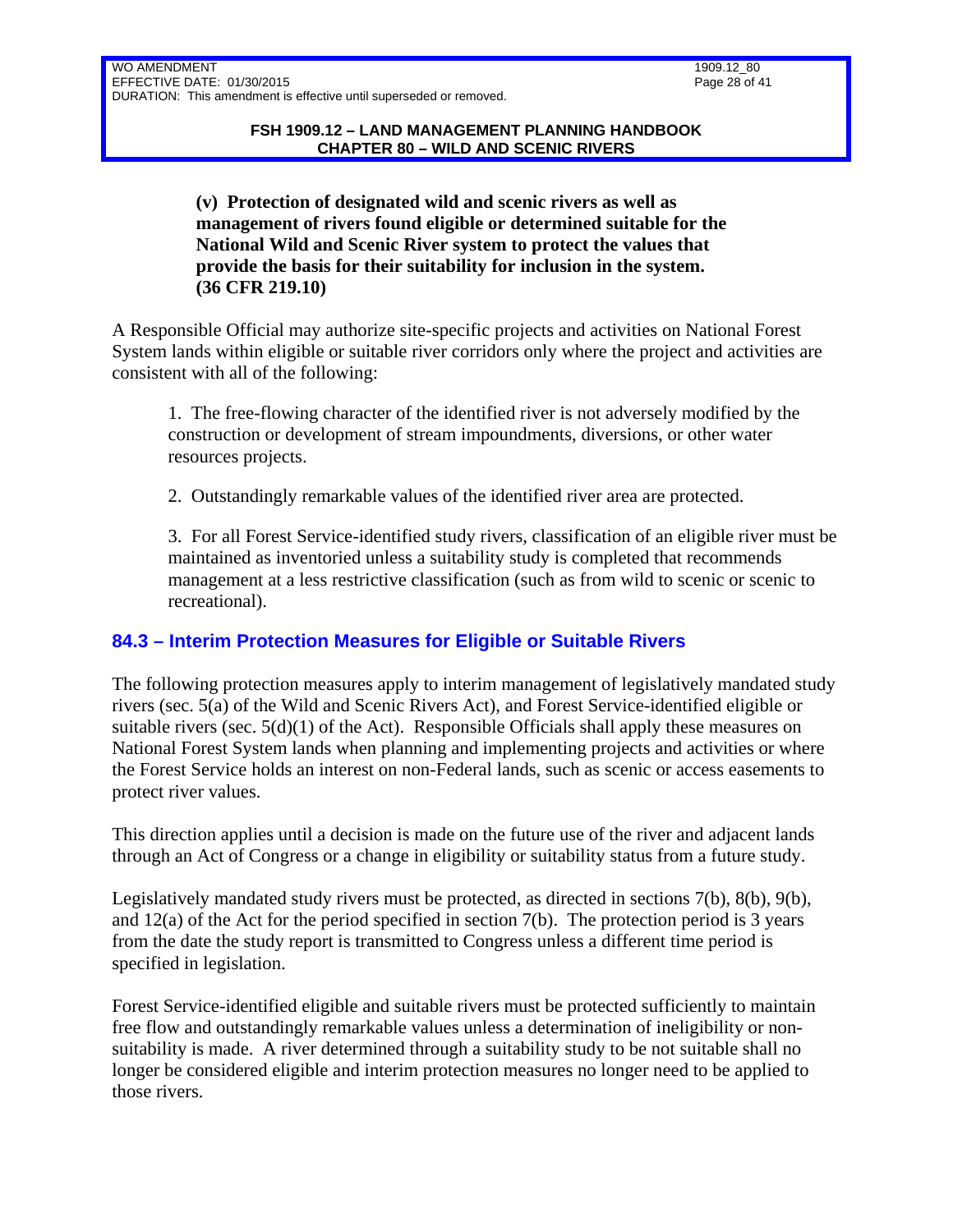**(v) Protection of designated wild and scenic rivers as well as management of rivers found eligible or determined suitable for the National Wild and Scenic River system to protect the values that provide the basis for their suitability for inclusion in the system. (36 CFR 219.10)**

A Responsible Official may authorize site-specific projects and activities on National Forest System lands within eligible or suitable river corridors only where the project and activities are consistent with all of the following:

1. The free-flowing character of the identified river is not adversely modified by the construction or development of stream impoundments, diversions, or other water resources projects.

2. Outstandingly remarkable values of the identified river area are protected.

3. For all Forest Service-identified study rivers, classification of an eligible river must be maintained as inventoried unless a suitability study is completed that recommends management at a less restrictive classification (such as from wild to scenic or scenic to recreational).

## 84.3 – Interim Protection Measures for Eligible or Suitable Rivers

The following protection measures apply to interim management of legislatively mandated study rivers (sec. 5(a) of the Wild and Scenic Rivers Act), and Forest Service-identified eligible or suitable rivers (sec. 5(d)(1) of the Act). Responsible Officials shall apply these measures on National Forest System lands when planning and implementing projects and activities or where the Forest Service holds an interest on non-Federal lands, such as scenic or access easements to protect river values.

This direction applies until a decision is made on the future use of the river and adjacent lands through an Act of Congress or a change in eligibility or suitability status from a future study.

Legislatively mandated study rivers must be protected, as directed in sections 7(b), 8(b), 9(b), and 12(a) of the Act for the period specified in section 7(b). The protection period is 3 years from the date the study report is transmitted to Congress unless a different time period is specified in legislation.

Forest Service-identified eligible and suitable rivers must be protected sufficiently to maintain free flow and outstandingly remarkable values unless a determination of ineligibility or non-suitability is made. A river determined through a suitability study to be not suitable shall no longer be considered eligible and interim protection measures no longer need to be applied to those rivers.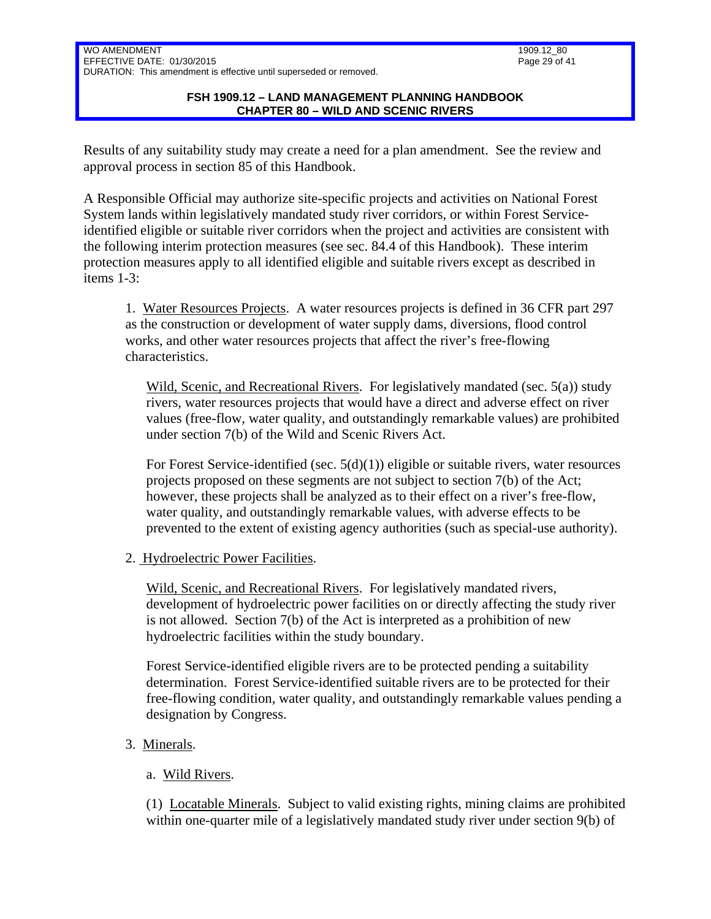Results of any suitability study may create a need for a plan amendment. See the review and approval process in section 85 of this Handbook.

A Responsible Official may authorize site-specific projects and activities on National Forest System lands within legislatively mandated study river corridors, or within Forest Service-identified eligible or suitable river corridors when the project and activities are consistent with the following interim protection measures (see sec. 84.4 of this Handbook). These interim protection measures apply to all identified eligible and suitable rivers except as described in items 1-3:

1. Water Resources Projects. A water resources projects is defined in 36 CFR part 297 as the construction or development of water supply dams, diversions, flood control works, and other water resources projects that affect the river's free-flowing characteristics.

   Wild, Scenic, and Recreational Rivers. For legislatively mandated (sec. 5(a)) study rivers, water resources projects that would have a direct and adverse effect on river values (free-flow, water quality, and outstandingly remarkable values) are prohibited under section 7(b) of the Wild and Scenic Rivers Act.

   For Forest Service-identified (sec. 5(d)(1)) eligible or suitable rivers, water resources projects proposed on these segments are not subject to section 7(b) of the Act; however, these projects shall be analyzed as to their effect on a river's free-flow, water quality, and outstandingly remarkable values, with adverse effects to be prevented to the extent of existing agency authorities (such as special-use authority).

2. Hydroelectric Power Facilities.

   Wild, Scenic, and Recreational Rivers. For legislatively mandated rivers, development of hydroelectric power facilities on or directly affecting the study river is not allowed. Section 7(b) of the Act is interpreted as a prohibition of new hydroelectric facilities within the study boundary.

   Forest Service-identified eligible rivers are to be protected pending a suitability determination. Forest Service-identified suitable rivers are to be protected for their free-flowing condition, water quality, and outstandingly remarkable values pending a designation by Congress.

3. Minerals.

   a. Wild Rivers.

   (1) Locatable Minerals. Subject to valid existing rights, mining claims are prohibited within one-quarter mile of a legislatively mandated study river under section 9(b) of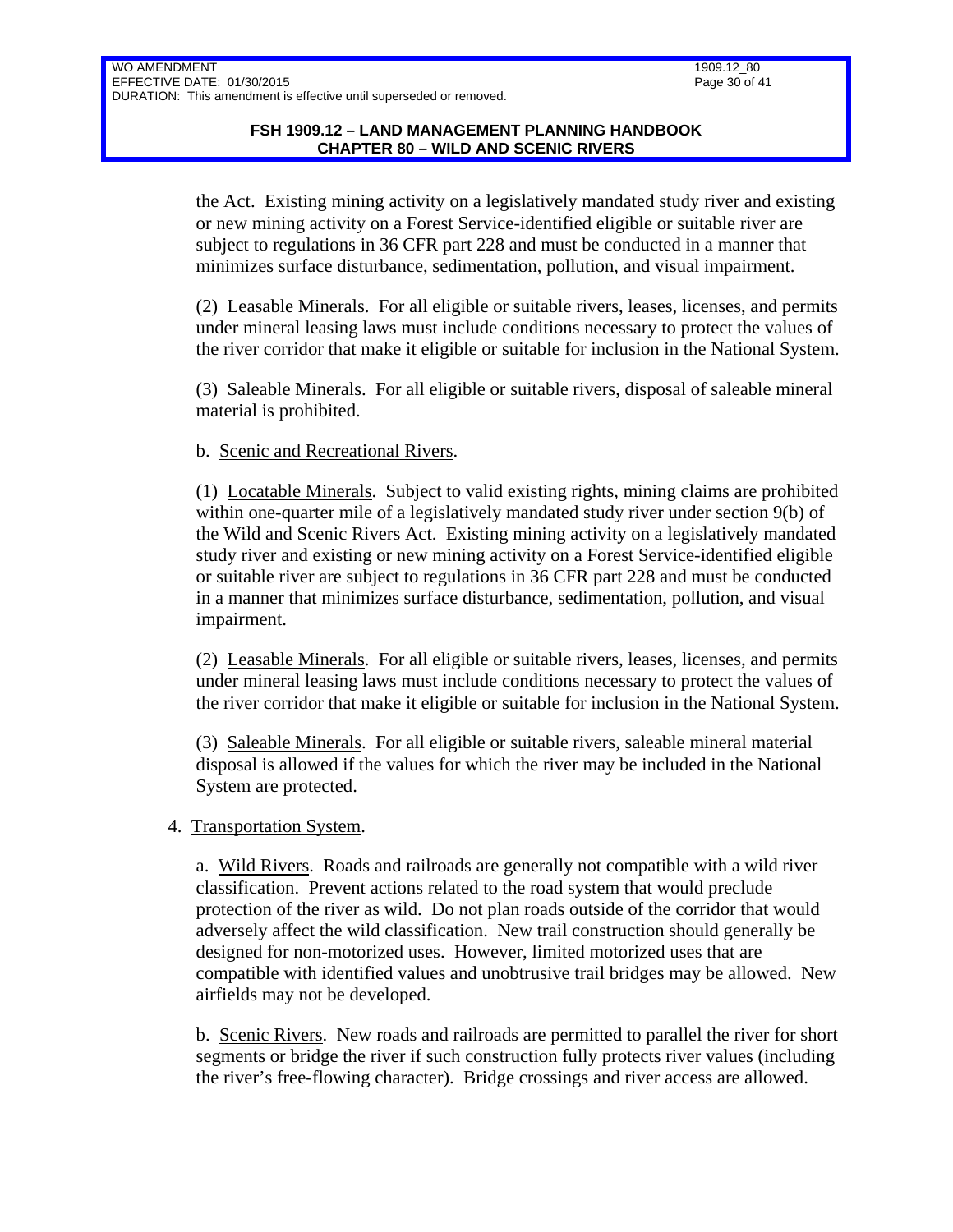the Act. Existing mining activity on a legislatively mandated study river and existing or new mining activity on a Forest Service-identified eligible or suitable river are subject to regulations in 36 CFR part 228 and must be conducted in a manner that minimizes surface disturbance, sedimentation, pollution, and visual impairment.

(2) Leasable Minerals. For all eligible or suitable rivers, leases, licenses, and permits under mineral leasing laws must include conditions necessary to protect the values of the river corridor that make it eligible or suitable for inclusion in the National System.

(3) Saleable Minerals. For all eligible or suitable rivers, disposal of saleable mineral material is prohibited.

b. Scenic and Recreational Rivers.

(1) Locatable Minerals. Subject to valid existing rights, mining claims are prohibited within one-quarter mile of a legislatively mandated study river under section 9(b) of the Wild and Scenic Rivers Act. Existing mining activity on a legislatively mandated study river and existing or new mining activity on a Forest Service-identified eligible or suitable river are subject to regulations in 36 CFR part 228 and must be conducted in a manner that minimizes surface disturbance, sedimentation, pollution, and visual impairment.

(2) Leasable Minerals. For all eligible or suitable rivers, leases, licenses, and permits under mineral leasing laws must include conditions necessary to protect the values of the river corridor that make it eligible or suitable for inclusion in the National System.

(3) Saleable Minerals. For all eligible or suitable rivers, saleable mineral material disposal is allowed if the values for which the river may be included in the National System are protected.

4. Transportation System.

a. Wild Rivers. Roads and railroads are generally not compatible with a wild river classification. Prevent actions related to the road system that would preclude protection of the river as wild. Do not plan roads outside of the corridor that would adversely affect the wild classification. New trail construction should generally be designed for non-motorized uses. However, limited motorized uses that are compatible with identified values and unobtrusive trail bridges may be allowed. New airfields may not be developed.

b. Scenic Rivers. New roads and railroads are permitted to parallel the river for short segments or bridge the river if such construction fully protects river values (including the river's free-flowing character). Bridge crossings and river access are allowed.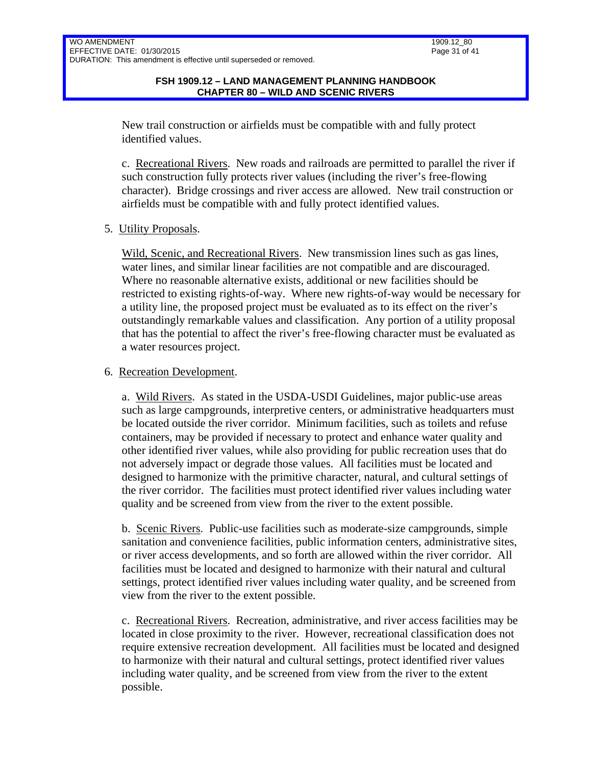New trail construction or airfields must be compatible with and fully protect identified values.

c. Recreational Rivers. New roads and railroads are permitted to parallel the river if such construction fully protects river values (including the river's free-flowing character). Bridge crossings and river access are allowed. New trail construction or airfields must be compatible with and fully protect identified values.

5. Utility Proposals.

Wild, Scenic, and Recreational Rivers. New transmission lines such as gas lines, water lines, and similar linear facilities are not compatible and are discouraged. Where no reasonable alternative exists, additional or new facilities should be restricted to existing rights-of-way. Where new rights-of-way would be necessary for a utility line, the proposed project must be evaluated as to its effect on the river's outstandingly remarkable values and classification. Any portion of a utility proposal that has the potential to affect the river's free-flowing character must be evaluated as a water resources project.

6. Recreation Development.

a. Wild Rivers. As stated in the USDA-USDI Guidelines, major public-use areas such as large campgrounds, interpretive centers, or administrative headquarters must be located outside the river corridor. Minimum facilities, such as toilets and refuse containers, may be provided if necessary to protect and enhance water quality and other identified river values, while also providing for public recreation uses that do not adversely impact or degrade those values. All facilities must be located and designed to harmonize with the primitive character, natural, and cultural settings of the river corridor. The facilities must protect identified river values including water quality and be screened from view from the river to the extent possible.

b. Scenic Rivers. Public-use facilities such as moderate-size campgrounds, simple sanitation and convenience facilities, public information centers, administrative sites, or river access developments, and so forth are allowed within the river corridor. All facilities must be located and designed to harmonize with their natural and cultural settings, protect identified river values including water quality, and be screened from view from the river to the extent possible.

c. Recreational Rivers. Recreation, administrative, and river access facilities may be located in close proximity to the river. However, recreational classification does not require extensive recreation development. All facilities must be located and designed to harmonize with their natural and cultural settings, protect identified river values including water quality, and be screened from view from the river to the extent possible.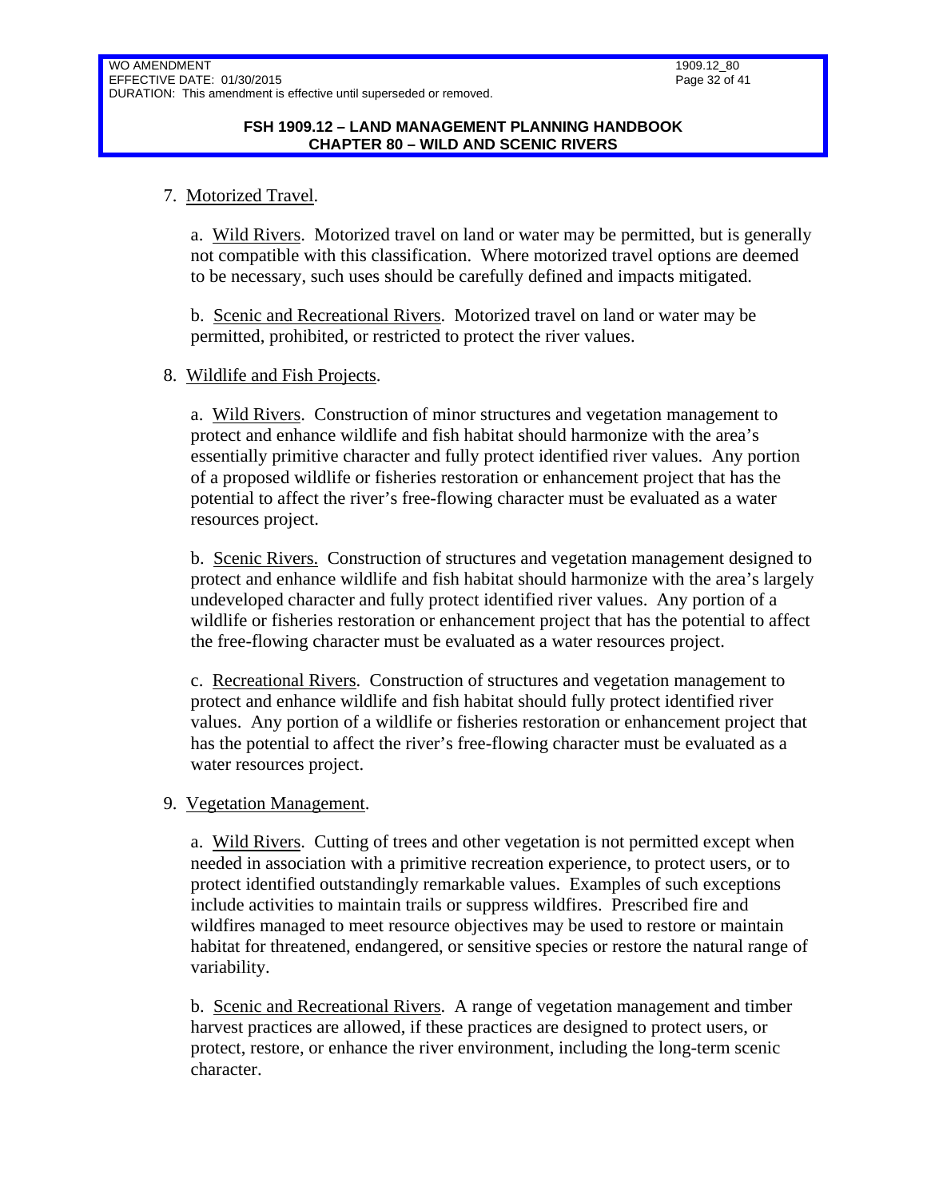7. Motorized Travel.

   a. Wild Rivers. Motorized travel on land or water may be permitted, but is generally not compatible with this classification. Where motorized travel options are deemed to be necessary, such uses should be carefully defined and impacts mitigated.

   b. Scenic and Recreational Rivers. Motorized travel on land or water may be permitted, prohibited, or restricted to protect the river values.

8. Wildlife and Fish Projects.

   a. Wild Rivers. Construction of minor structures and vegetation management to protect and enhance wildlife and fish habitat should harmonize with the area's essentially primitive character and fully protect identified river values. Any portion of a proposed wildlife or fisheries restoration or enhancement project that has the potential to affect the river's free-flowing character must be evaluated as a water resources project.

   b. Scenic Rivers. Construction of structures and vegetation management designed to protect and enhance wildlife and fish habitat should harmonize with the area's largely undeveloped character and fully protect identified river values. Any portion of a wildlife or fisheries restoration or enhancement project that has the potential to affect the free-flowing character must be evaluated as a water resources project.

   c. Recreational Rivers. Construction of structures and vegetation management to protect and enhance wildlife and fish habitat should fully protect identified river values. Any portion of a wildlife or fisheries restoration or enhancement project that has the potential to affect the river's free-flowing character must be evaluated as a water resources project.

9. Vegetation Management.

   a. Wild Rivers. Cutting of trees and other vegetation is not permitted except when needed in association with a primitive recreation experience, to protect users, or to protect identified outstandingly remarkable values. Examples of such exceptions include activities to maintain trails or suppress wildfires. Prescribed fire and wildfires managed to meet resource objectives may be used to restore or maintain habitat for threatened, endangered, or sensitive species or restore the natural range of variability.

   b. Scenic and Recreational Rivers. A range of vegetation management and timber harvest practices are allowed, if these practices are designed to protect users, or protect, restore, or enhance the river environment, including the long-term scenic character.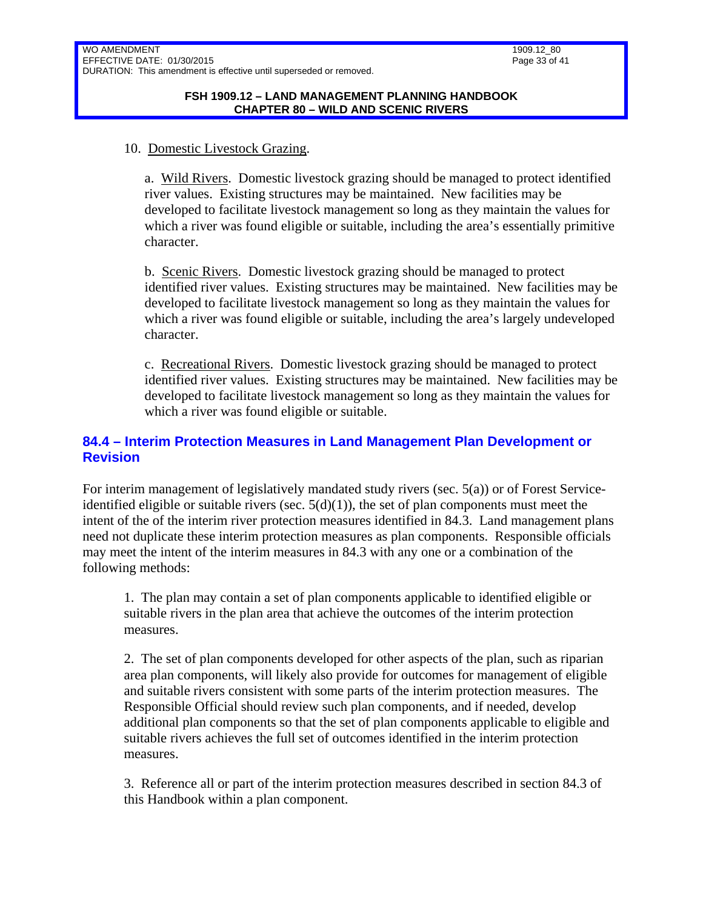10. Domestic Livestock Grazing.

a. Wild Rivers. Domestic livestock grazing should be managed to protect identified river values. Existing structures may be maintained. New facilities may be developed to facilitate livestock management so long as they maintain the values for which a river was found eligible or suitable, including the area's essentially primitive character.

b. Scenic Rivers. Domestic livestock grazing should be managed to protect identified river values. Existing structures may be maintained. New facilities may be developed to facilitate livestock management so long as they maintain the values for which a river was found eligible or suitable, including the area's largely undeveloped character.

c. Recreational Rivers. Domestic livestock grazing should be managed to protect identified river values. Existing structures may be maintained. New facilities may be developed to facilitate livestock management so long as they maintain the values for which a river was found eligible or suitable.

## 84.4 – Interim Protection Measures in Land Management Plan Development or Revision

For interim management of legislatively mandated study rivers (sec. 5(a)) or of Forest Service-identified eligible or suitable rivers (sec. 5(d)(1)), the set of plan components must meet the intent of the of the interim river protection measures identified in 84.3. Land management plans need not duplicate these interim protection measures as plan components. Responsible officials may meet the intent of the interim measures in 84.3 with any one or a combination of the following methods:

1. The plan may contain a set of plan components applicable to identified eligible or suitable rivers in the plan area that achieve the outcomes of the interim protection measures.

2. The set of plan components developed for other aspects of the plan, such as riparian area plan components, will likely also provide for outcomes for management of eligible and suitable rivers consistent with some parts of the interim protection measures. The Responsible Official should review such plan components, and if needed, develop additional plan components so that the set of plan components applicable to eligible and suitable rivers achieves the full set of outcomes identified in the interim protection measures.

3. Reference all or part of the interim protection measures described in section 84.3 of this Handbook within a plan component.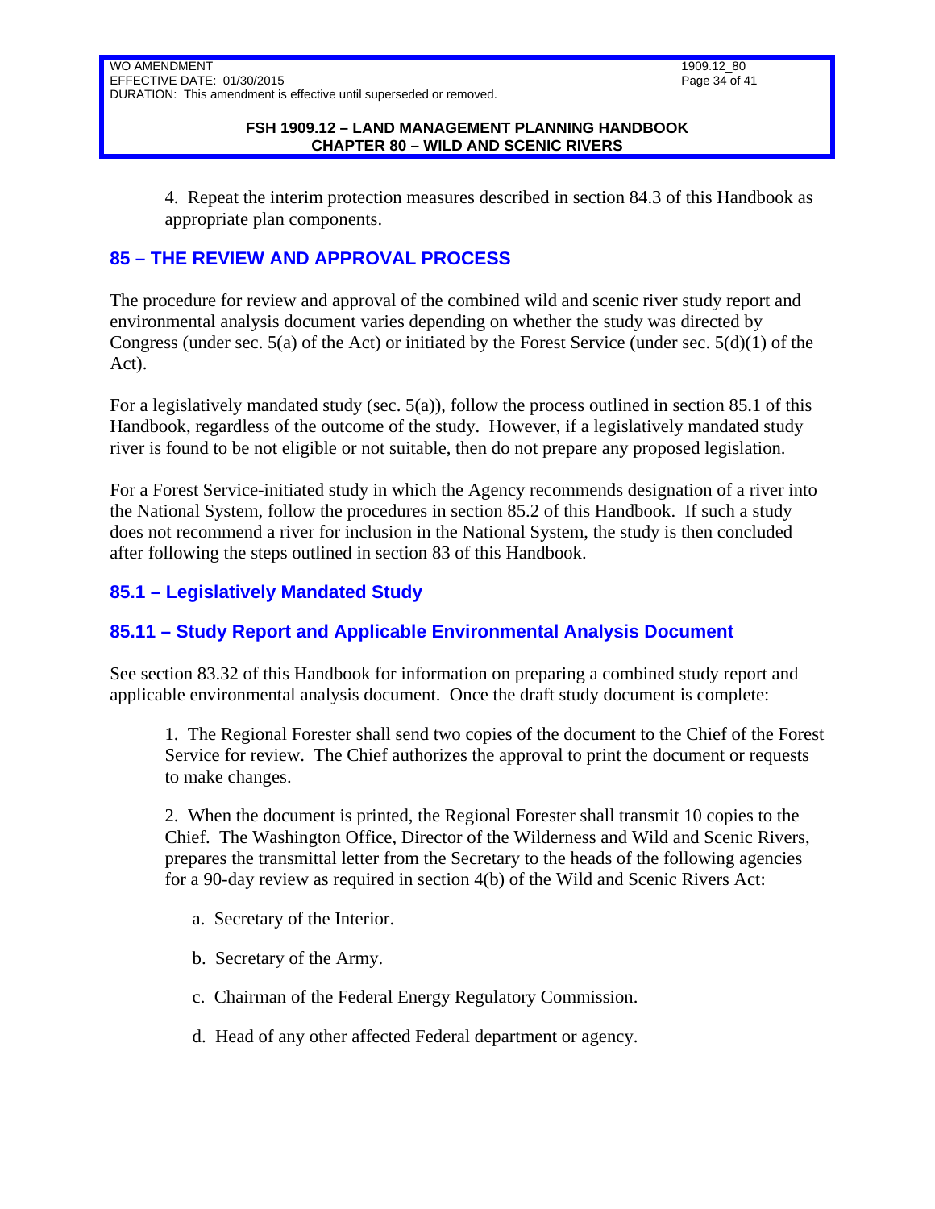4. Repeat the interim protection measures described in section 84.3 of this Handbook as appropriate plan components.

## 85 – THE REVIEW AND APPROVAL PROCESS

The procedure for review and approval of the combined wild and scenic river study report and environmental analysis document varies depending on whether the study was directed by Congress (under sec. 5(a) of the Act) or initiated by the Forest Service (under sec. 5(d)(1) of the Act).

For a legislatively mandated study (sec. 5(a)), follow the process outlined in section 85.1 of this Handbook, regardless of the outcome of the study. However, if a legislatively mandated study river is found to be not eligible or not suitable, then do not prepare any proposed legislation.

For a Forest Service-initiated study in which the Agency recommends designation of a river into the National System, follow the procedures in section 85.2 of this Handbook. If such a study does not recommend a river for inclusion in the National System, the study is then concluded after following the steps outlined in section 83 of this Handbook.

### 85.1 – Legislatively Mandated Study

### 85.11 – Study Report and Applicable Environmental Analysis Document

See section 83.32 of this Handbook for information on preparing a combined study report and applicable environmental analysis document. Once the draft study document is complete:

1. The Regional Forester shall send two copies of the document to the Chief of the Forest Service for review. The Chief authorizes the approval to print the document or requests to make changes.

2. When the document is printed, the Regional Forester shall transmit 10 copies to the Chief. The Washington Office, Director of the Wilderness and Wild and Scenic Rivers, prepares the transmittal letter from the Secretary to the heads of the following agencies for a 90-day review as required in section 4(b) of the Wild and Scenic Rivers Act:

   a. Secretary of the Interior.

   b. Secretary of the Army.

   c. Chairman of the Federal Energy Regulatory Commission.

   d. Head of any other affected Federal department or agency.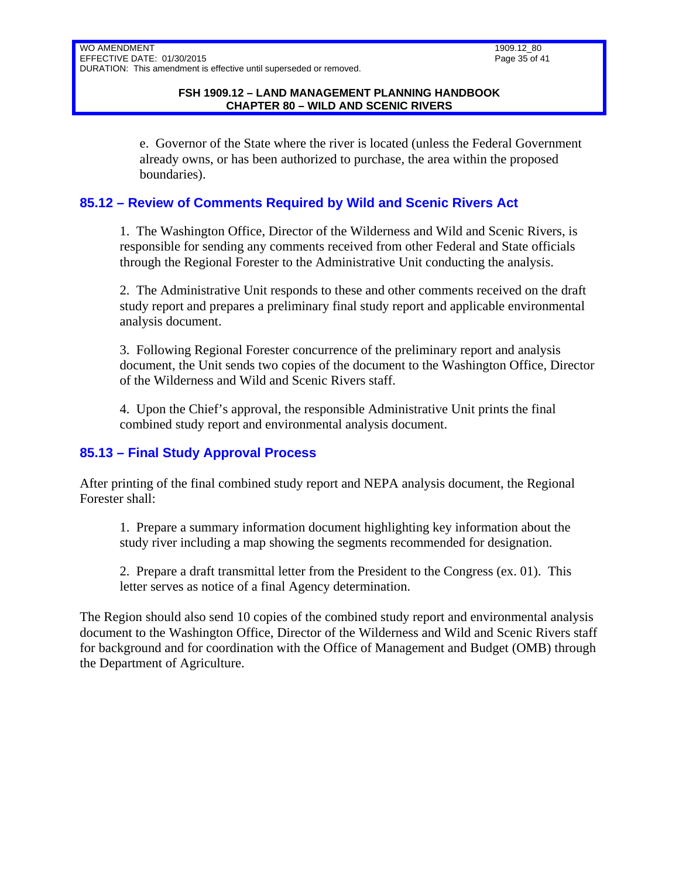e. Governor of the State where the river is located (unless the Federal Government already owns, or has been authorized to purchase, the area within the proposed boundaries).

## 85.12 – Review of Comments Required by Wild and Scenic Rivers Act

1. The Washington Office, Director of the Wilderness and Wild and Scenic Rivers, is responsible for sending any comments received from other Federal and State officials through the Regional Forester to the Administrative Unit conducting the analysis.

2. The Administrative Unit responds to these and other comments received on the draft study report and prepares a preliminary final study report and applicable environmental analysis document.

3. Following Regional Forester concurrence of the preliminary report and analysis document, the Unit sends two copies of the document to the Washington Office, Director of the Wilderness and Wild and Scenic Rivers staff.

4. Upon the Chief's approval, the responsible Administrative Unit prints the final combined study report and environmental analysis document.

## 85.13 – Final Study Approval Process

After printing of the final combined study report and NEPA analysis document, the Regional Forester shall:

1. Prepare a summary information document highlighting key information about the study river including a map showing the segments recommended for designation.

2. Prepare a draft transmittal letter from the President to the Congress (ex. 01). This letter serves as notice of a final Agency determination.

The Region should also send 10 copies of the combined study report and environmental analysis document to the Washington Office, Director of the Wilderness and Wild and Scenic Rivers staff for background and for coordination with the Office of Management and Budget (OMB) through the Department of Agriculture.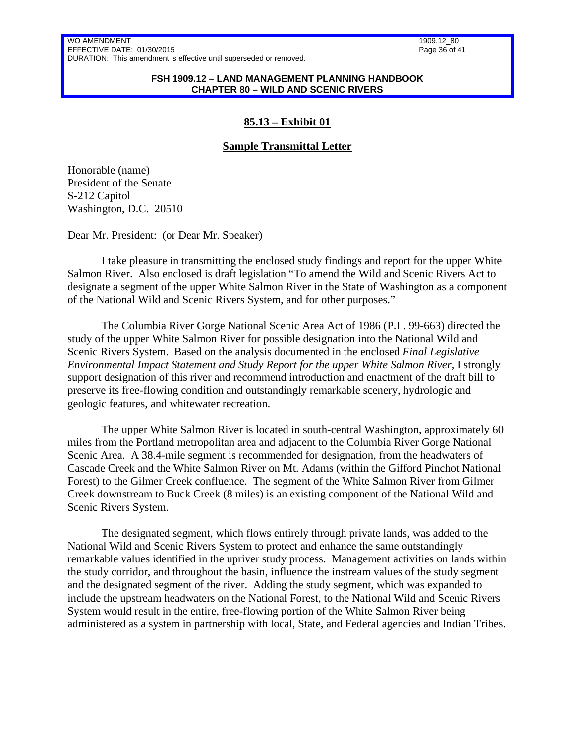## 85.13 – Exhibit 01

### Sample Transmittal Letter

Honorable (name)
President of the Senate
S-212 Capitol
Washington, D.C. 20510

Dear Mr. President: (or Dear Mr. Speaker)

I take pleasure in transmitting the enclosed study findings and report for the upper White Salmon River. Also enclosed is draft legislation "To amend the Wild and Scenic Rivers Act to designate a segment of the upper White Salmon River in the State of Washington as a component of the National Wild and Scenic Rivers System, and for other purposes."

The Columbia River Gorge National Scenic Area Act of 1986 (P.L. 99-663) directed the study of the upper White Salmon River for possible designation into the National Wild and Scenic Rivers System. Based on the analysis documented in the enclosed *Final Legislative Environmental Impact Statement and Study Report for the upper White Salmon River*, I strongly support designation of this river and recommend introduction and enactment of the draft bill to preserve its free-flowing condition and outstandingly remarkable scenery, hydrologic and geologic features, and whitewater recreation.

The upper White Salmon River is located in south-central Washington, approximately 60 miles from the Portland metropolitan area and adjacent to the Columbia River Gorge National Scenic Area. A 38.4-mile segment is recommended for designation, from the headwaters of Cascade Creek and the White Salmon River on Mt. Adams (within the Gifford Pinchot National Forest) to the Gilmer Creek confluence. The segment of the White Salmon River from Gilmer Creek downstream to Buck Creek (8 miles) is an existing component of the National Wild and Scenic Rivers System.

The designated segment, which flows entirely through private lands, was added to the National Wild and Scenic Rivers System to protect and enhance the same outstandingly remarkable values identified in the upriver study process. Management activities on lands within the study corridor, and throughout the basin, influence the instream values of the study segment and the designated segment of the river. Adding the study segment, which was expanded to include the upstream headwaters on the National Forest, to the National Wild and Scenic Rivers System would result in the entire, free-flowing portion of the White Salmon River being administered as a system in partnership with local, State, and Federal agencies and Indian Tribes.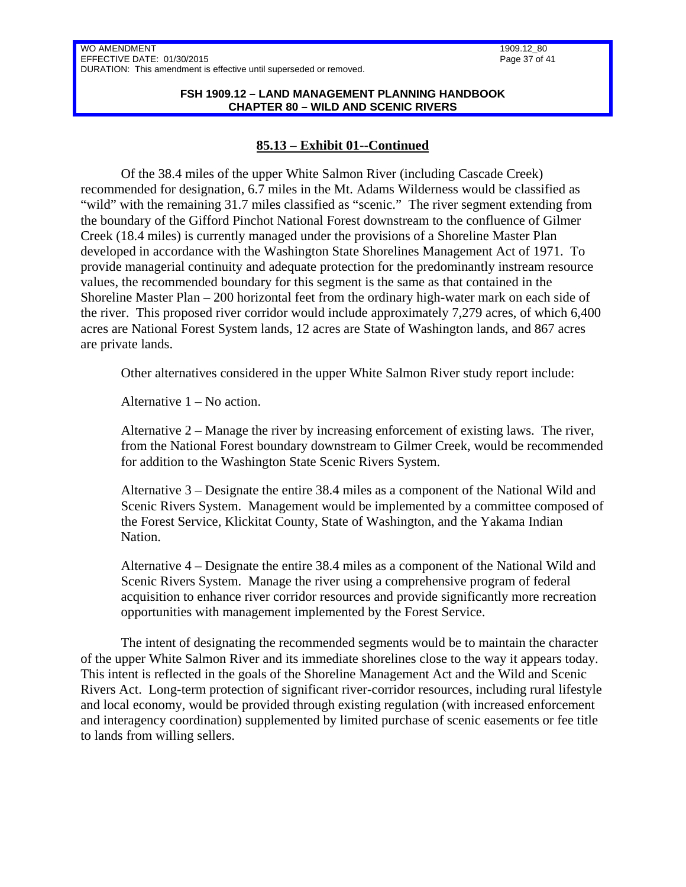## 85.13 – Exhibit 01--Continued

Of the 38.4 miles of the upper White Salmon River (including Cascade Creek) recommended for designation, 6.7 miles in the Mt. Adams Wilderness would be classified as "wild" with the remaining 31.7 miles classified as "scenic." The river segment extending from the boundary of the Gifford Pinchot National Forest downstream to the confluence of Gilmer Creek (18.4 miles) is currently managed under the provisions of a Shoreline Master Plan developed in accordance with the Washington State Shorelines Management Act of 1971. To provide managerial continuity and adequate protection for the predominantly instream resource values, the recommended boundary for this segment is the same as that contained in the Shoreline Master Plan – 200 horizontal feet from the ordinary high-water mark on each side of the river. This proposed river corridor would include approximately 7,279 acres, of which 6,400 acres are National Forest System lands, 12 acres are State of Washington lands, and 867 acres are private lands.

Other alternatives considered in the upper White Salmon River study report include:

Alternative 1 – No action.

Alternative 2 – Manage the river by increasing enforcement of existing laws. The river, from the National Forest boundary downstream to Gilmer Creek, would be recommended for addition to the Washington State Scenic Rivers System.

Alternative 3 – Designate the entire 38.4 miles as a component of the National Wild and Scenic Rivers System. Management would be implemented by a committee composed of the Forest Service, Klickitat County, State of Washington, and the Yakama Indian Nation.

Alternative 4 – Designate the entire 38.4 miles as a component of the National Wild and Scenic Rivers System. Manage the river using a comprehensive program of federal acquisition to enhance river corridor resources and provide significantly more recreation opportunities with management implemented by the Forest Service.

The intent of designating the recommended segments would be to maintain the character of the upper White Salmon River and its immediate shorelines close to the way it appears today. This intent is reflected in the goals of the Shoreline Management Act and the Wild and Scenic Rivers Act. Long-term protection of significant river-corridor resources, including rural lifestyle and local economy, would be provided through existing regulation (with increased enforcement and interagency coordination) supplemented by limited purchase of scenic easements or fee title to lands from willing sellers.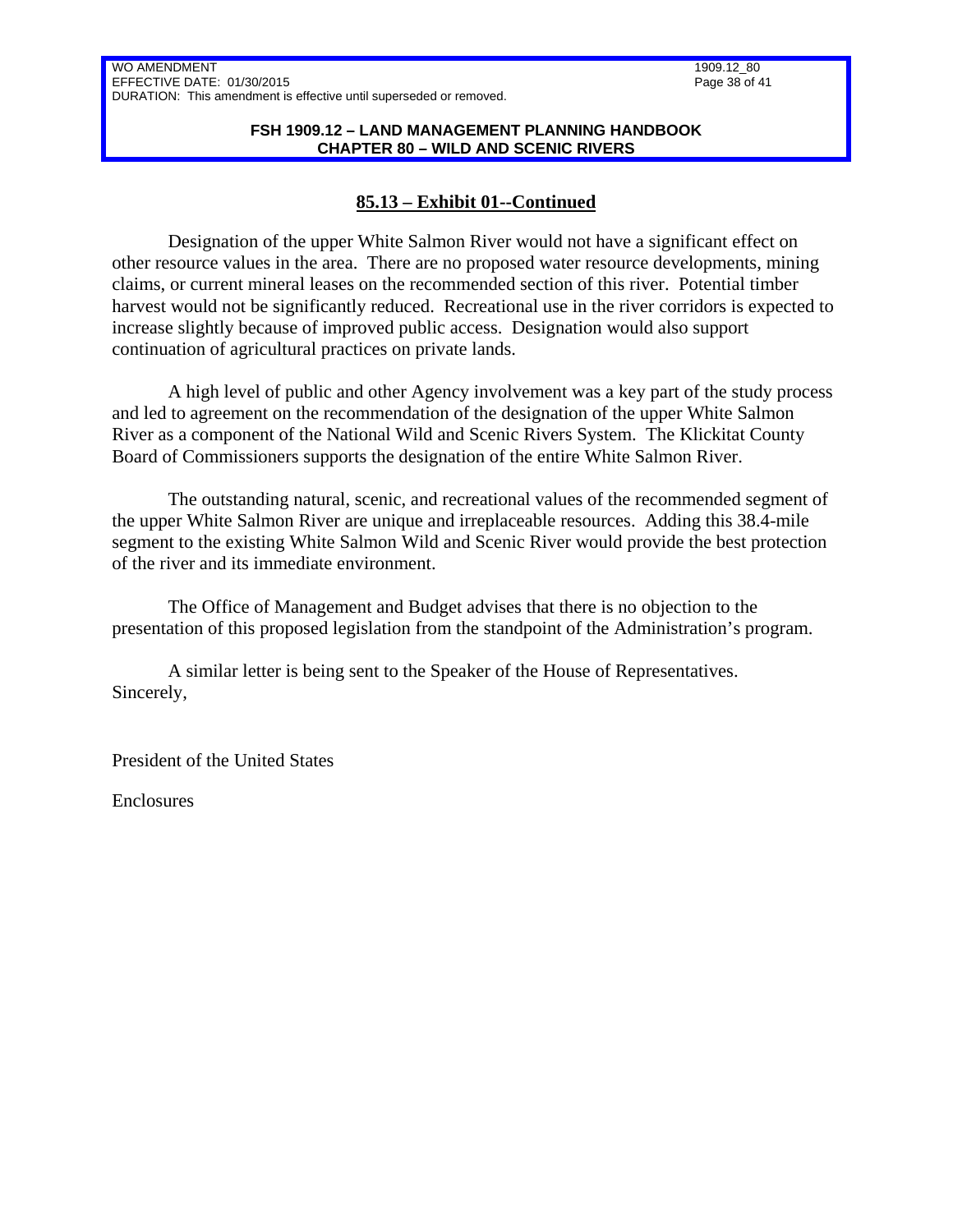## 85.13 – Exhibit 01--Continued

Designation of the upper White Salmon River would not have a significant effect on other resource values in the area. There are no proposed water resource developments, mining claims, or current mineral leases on the recommended section of this river. Potential timber harvest would not be significantly reduced. Recreational use in the river corridors is expected to increase slightly because of improved public access. Designation would also support continuation of agricultural practices on private lands.

A high level of public and other Agency involvement was a key part of the study process and led to agreement on the recommendation of the designation of the upper White Salmon River as a component of the National Wild and Scenic Rivers System. The Klickitat County Board of Commissioners supports the designation of the entire White Salmon River.

The outstanding natural, scenic, and recreational values of the recommended segment of the upper White Salmon River are unique and irreplaceable resources. Adding this 38.4-mile segment to the existing White Salmon Wild and Scenic River would provide the best protection of the river and its immediate environment.

The Office of Management and Budget advises that there is no objection to the presentation of this proposed legislation from the standpoint of the Administration's program.

A similar letter is being sent to the Speaker of the House of Representatives.
Sincerely,

President of the United States

Enclosures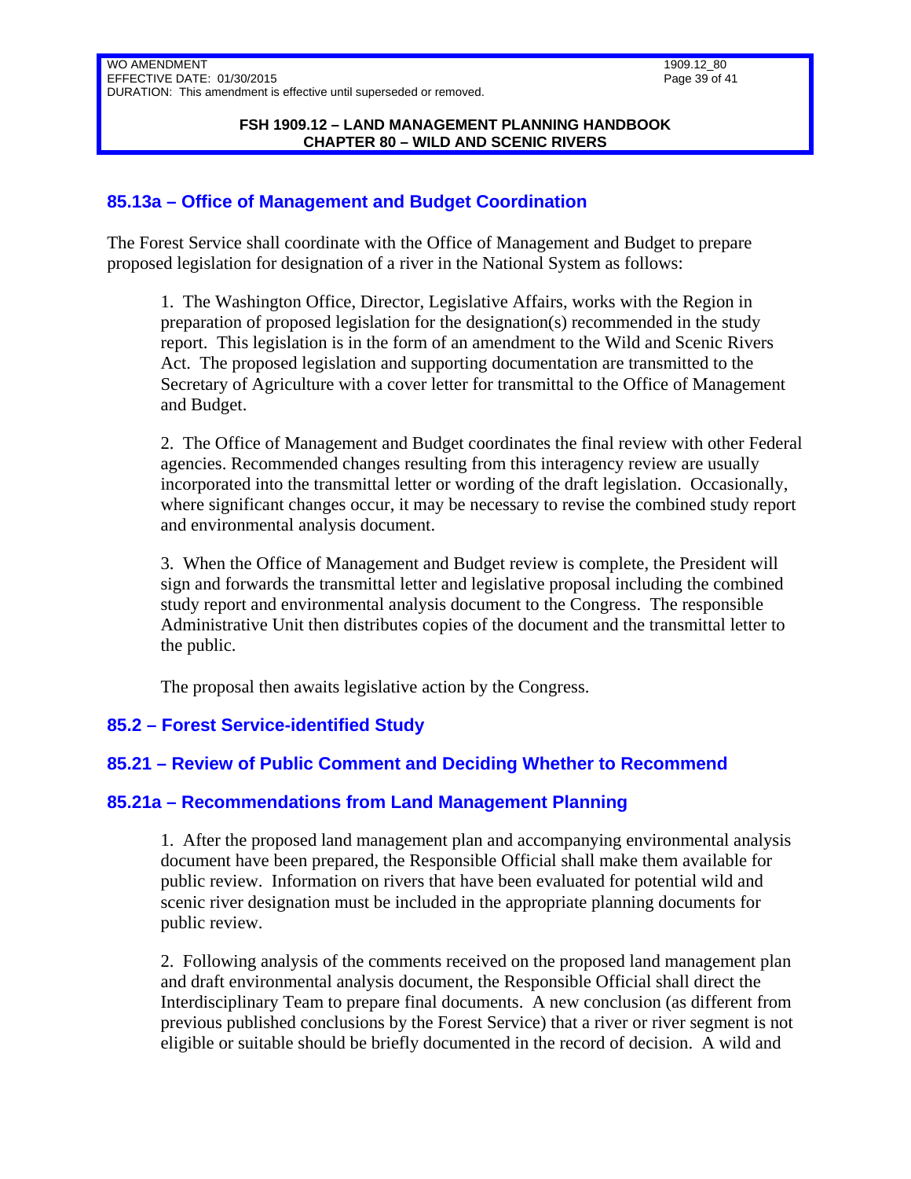## 85.13a – Office of Management and Budget Coordination

The Forest Service shall coordinate with the Office of Management and Budget to prepare proposed legislation for designation of a river in the National System as follows:

1. The Washington Office, Director, Legislative Affairs, works with the Region in preparation of proposed legislation for the designation(s) recommended in the study report. This legislation is in the form of an amendment to the Wild and Scenic Rivers Act. The proposed legislation and supporting documentation are transmitted to the Secretary of Agriculture with a cover letter for transmittal to the Office of Management and Budget.

2. The Office of Management and Budget coordinates the final review with other Federal agencies. Recommended changes resulting from this interagency review are usually incorporated into the transmittal letter or wording of the draft legislation. Occasionally, where significant changes occur, it may be necessary to revise the combined study report and environmental analysis document.

3. When the Office of Management and Budget review is complete, the President will sign and forwards the transmittal letter and legislative proposal including the combined study report and environmental analysis document to the Congress. The responsible Administrative Unit then distributes copies of the document and the transmittal letter to the public.

The proposal then awaits legislative action by the Congress.

## 85.2 – Forest Service-identified Study

## 85.21 – Review of Public Comment and Deciding Whether to Recommend

## 85.21a – Recommendations from Land Management Planning

1. After the proposed land management plan and accompanying environmental analysis document have been prepared, the Responsible Official shall make them available for public review. Information on rivers that have been evaluated for potential wild and scenic river designation must be included in the appropriate planning documents for public review.

2. Following analysis of the comments received on the proposed land management plan and draft environmental analysis document, the Responsible Official shall direct the Interdisciplinary Team to prepare final documents. A new conclusion (as different from previous published conclusions by the Forest Service) that a river or river segment is not eligible or suitable should be briefly documented in the record of decision. A wild and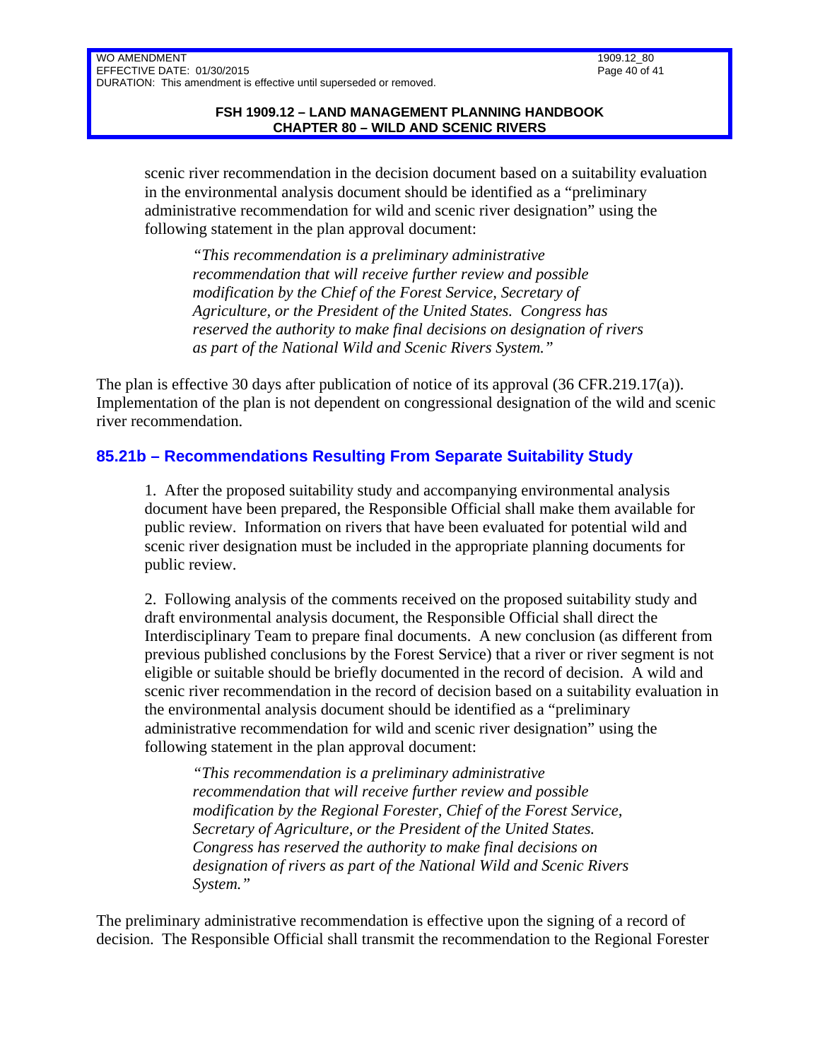scenic river recommendation in the decision document based on a suitability evaluation in the environmental analysis document should be identified as a "preliminary administrative recommendation for wild and scenic river designation" using the following statement in the plan approval document:

> *"This recommendation is a preliminary administrative recommendation that will receive further review and possible modification by the Chief of the Forest Service, Secretary of Agriculture, or the President of the United States. Congress has reserved the authority to make final decisions on designation of rivers as part of the National Wild and Scenic Rivers System."*

The plan is effective 30 days after publication of notice of its approval (36 CFR.219.17(a)). Implementation of the plan is not dependent on congressional designation of the wild and scenic river recommendation.

## 85.21b – Recommendations Resulting From Separate Suitability Study

1. After the proposed suitability study and accompanying environmental analysis document have been prepared, the Responsible Official shall make them available for public review. Information on rivers that have been evaluated for potential wild and scenic river designation must be included in the appropriate planning documents for public review.

2. Following analysis of the comments received on the proposed suitability study and draft environmental analysis document, the Responsible Official shall direct the Interdisciplinary Team to prepare final documents. A new conclusion (as different from previous published conclusions by the Forest Service) that a river or river segment is not eligible or suitable should be briefly documented in the record of decision. A wild and scenic river recommendation in the record of decision based on a suitability evaluation in the environmental analysis document should be identified as a "preliminary administrative recommendation for wild and scenic river designation" using the following statement in the plan approval document:

> *"This recommendation is a preliminary administrative recommendation that will receive further review and possible modification by the Regional Forester, Chief of the Forest Service, Secretary of Agriculture, or the President of the United States. Congress has reserved the authority to make final decisions on designation of rivers as part of the National Wild and Scenic Rivers System."*

The preliminary administrative recommendation is effective upon the signing of a record of decision. The Responsible Official shall transmit the recommendation to the Regional Forester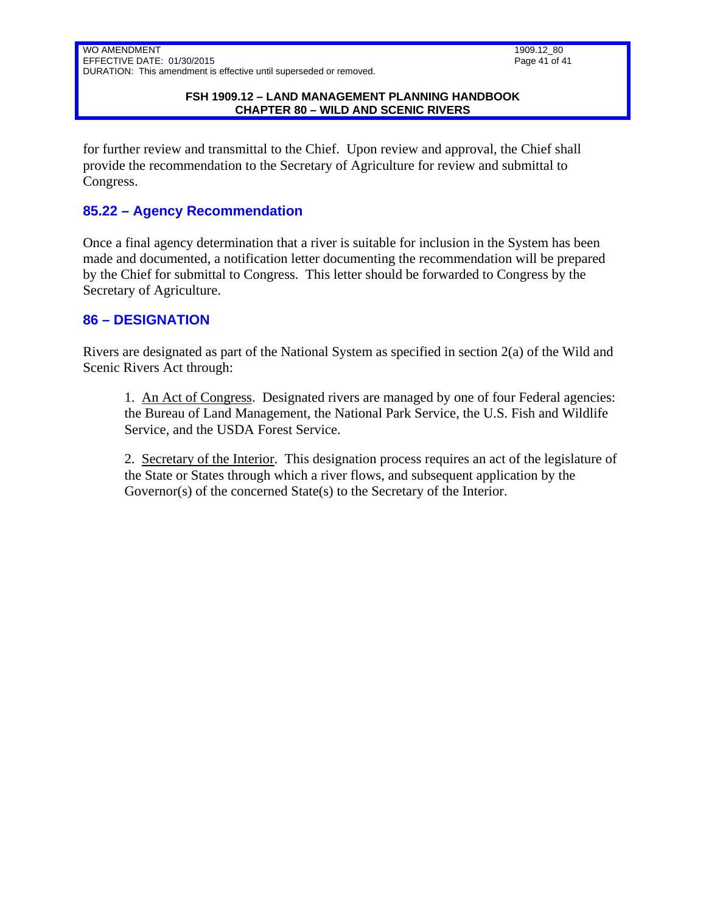for further review and transmittal to the Chief. Upon review and approval, the Chief shall provide the recommendation to the Secretary of Agriculture for review and submittal to Congress.

## 85.22 – Agency Recommendation

Once a final agency determination that a river is suitable for inclusion in the System has been made and documented, a notification letter documenting the recommendation will be prepared by the Chief for submittal to Congress. This letter should be forwarded to Congress by the Secretary of Agriculture.

## 86 – DESIGNATION

Rivers are designated as part of the National System as specified in section 2(a) of the Wild and Scenic Rivers Act through:

1. An Act of Congress. Designated rivers are managed by one of four Federal agencies: the Bureau of Land Management, the National Park Service, the U.S. Fish and Wildlife Service, and the USDA Forest Service.

2. Secretary of the Interior. This designation process requires an act of the legislature of the State or States through which a river flows, and subsequent application by the Governor(s) of the concerned State(s) to the Secretary of the Interior.